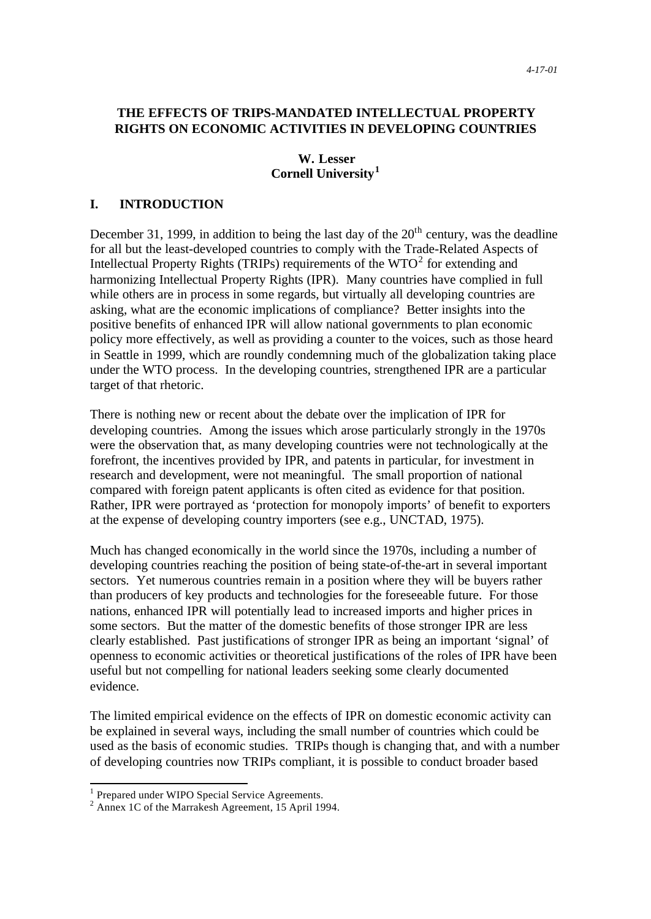*4-17-01*

# THE EFFECTS OF TRIPS-MANDATED INTELLECTUAL PROPERTY RIGHTS ON ECONOMIC ACTIVITIES IN DEVELOPING COUNTRIES

**W. Lesser**
**Cornell University[1]**

## I. INTRODUCTION

December 31, 1999, in addition to being the last day of the 20$^{th}$ century, was the deadline for all but the least-developed countries to comply with the Trade-Related Aspects of Intellectual Property Rights (TRIPs) requirements of the WTO[2] for extending and harmonizing Intellectual Property Rights (IPR). Many countries have complied in full while others are in process in some regards, but virtually all developing countries are asking, what are the economic implications of compliance? Better insights into the positive benefits of enhanced IPR will allow national governments to plan economic policy more effectively, as well as providing a counter to the voices, such as those heard in Seattle in 1999, which are roundly condemning much of the globalization taking place under the WTO process. In the developing countries, strengthened IPR are a particular target of that rhetoric.

There is nothing new or recent about the debate over the implication of IPR for developing countries. Among the issues which arose particularly strongly in the 1970s were the observation that, as many developing countries were not technologically at the forefront, the incentives provided by IPR, and patents in particular, for investment in research and development, were not meaningful. The small proportion of national compared with foreign patent applicants is often cited as evidence for that position. Rather, IPR were portrayed as 'protection for monopoly imports' of benefit to exporters at the expense of developing country importers (see e.g., UNCTAD, 1975).

Much has changed economically in the world since the 1970s, including a number of developing countries reaching the position of being state-of-the-art in several important sectors. Yet numerous countries remain in a position where they will be buyers rather than producers of key products and technologies for the foreseeable future. For those nations, enhanced IPR will potentially lead to increased imports and higher prices in some sectors. But the matter of the domestic benefits of those stronger IPR are less clearly established. Past justifications of stronger IPR as being an important 'signal' of openness to economic activities or theoretical justifications of the roles of IPR have been useful but not compelling for national leaders seeking some clearly documented evidence.

The limited empirical evidence on the effects of IPR on domestic economic activity can be explained in several ways, including the small number of countries which could be used as the basis of economic studies. TRIPs though is changing that, and with a number of developing countries now TRIPs compliant, it is possible to conduct broader based

---

[1] Prepared under WIPO Special Service Agreements.

[2] Annex 1C of the Marrakesh Agreement, 15 April 1994.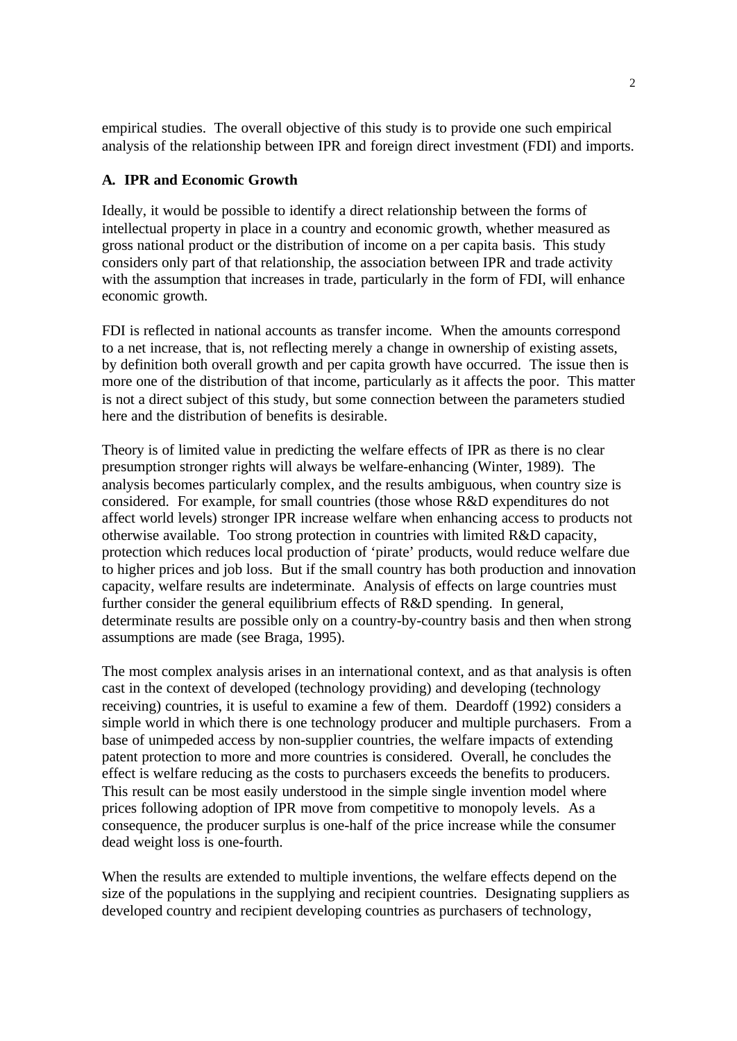empirical studies. The overall objective of this study is to provide one such empirical analysis of the relationship between IPR and foreign direct investment (FDI) and imports.

### A. IPR and Economic Growth

Ideally, it would be possible to identify a direct relationship between the forms of intellectual property in place in a country and economic growth, whether measured as gross national product or the distribution of income on a per capita basis. This study considers only part of that relationship, the association between IPR and trade activity with the assumption that increases in trade, particularly in the form of FDI, will enhance economic growth.

FDI is reflected in national accounts as transfer income. When the amounts correspond to a net increase, that is, not reflecting merely a change in ownership of existing assets, by definition both overall growth and per capita growth have occurred. The issue then is more one of the distribution of that income, particularly as it affects the poor. This matter is not a direct subject of this study, but some connection between the parameters studied here and the distribution of benefits is desirable.

Theory is of limited value in predicting the welfare effects of IPR as there is no clear presumption stronger rights will always be welfare-enhancing (Winter, 1989). The analysis becomes particularly complex, and the results ambiguous, when country size is considered. For example, for small countries (those whose R&D expenditures do not affect world levels) stronger IPR increase welfare when enhancing access to products not otherwise available. Too strong protection in countries with limited R&D capacity, protection which reduces local production of 'pirate' products, would reduce welfare due to higher prices and job loss. But if the small country has both production and innovation capacity, welfare results are indeterminate. Analysis of effects on large countries must further consider the general equilibrium effects of R&D spending. In general, determinate results are possible only on a country-by-country basis and then when strong assumptions are made (see Braga, 1995).

The most complex analysis arises in an international context, and as that analysis is often cast in the context of developed (technology providing) and developing (technology receiving) countries, it is useful to examine a few of them. Deardoff (1992) considers a simple world in which there is one technology producer and multiple purchasers. From a base of unimpeded access by non-supplier countries, the welfare impacts of extending patent protection to more and more countries is considered. Overall, he concludes the effect is welfare reducing as the costs to purchasers exceeds the benefits to producers. This result can be most easily understood in the simple single invention model where prices following adoption of IPR move from competitive to monopoly levels. As a consequence, the producer surplus is one-half of the price increase while the consumer dead weight loss is one-fourth.

When the results are extended to multiple inventions, the welfare effects depend on the size of the populations in the supplying and recipient countries. Designating suppliers as developed country and recipient developing countries as purchasers of technology,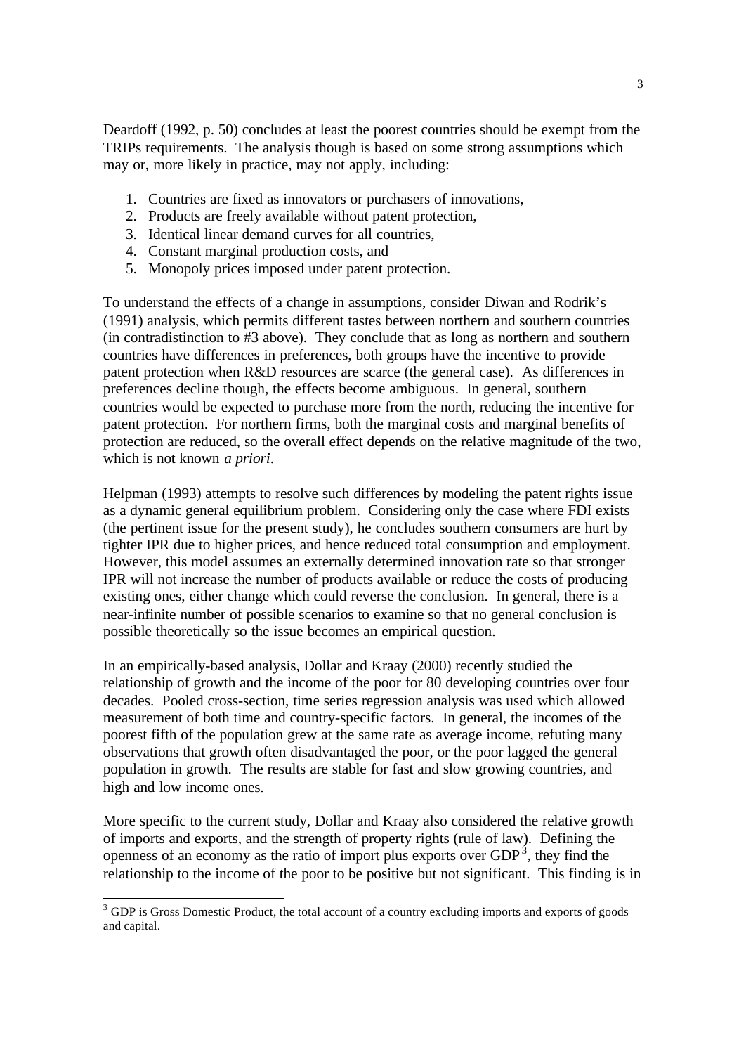Deardoff (1992, p. 50) concludes at least the poorest countries should be exempt from the TRIPs requirements. The analysis though is based on some strong assumptions which may or, more likely in practice, may not apply, including:

1. Countries are fixed as innovators or purchasers of innovations,
2. Products are freely available without patent protection,
3. Identical linear demand curves for all countries,
4. Constant marginal production costs, and
5. Monopoly prices imposed under patent protection.

To understand the effects of a change in assumptions, consider Diwan and Rodrik's (1991) analysis, which permits different tastes between northern and southern countries (in contradistinction to #3 above). They conclude that as long as northern and southern countries have differences in preferences, both groups have the incentive to provide patent protection when R&D resources are scarce (the general case). As differences in preferences decline though, the effects become ambiguous. In general, southern countries would be expected to purchase more from the north, reducing the incentive for patent protection. For northern firms, both the marginal costs and marginal benefits of protection are reduced, so the overall effect depends on the relative magnitude of the two, which is not known *a priori*.

Helpman (1993) attempts to resolve such differences by modeling the patent rights issue as a dynamic general equilibrium problem. Considering only the case where FDI exists (the pertinent issue for the present study), he concludes southern consumers are hurt by tighter IPR due to higher prices, and hence reduced total consumption and employment. However, this model assumes an externally determined innovation rate so that stronger IPR will not increase the number of products available or reduce the costs of producing existing ones, either change which could reverse the conclusion. In general, there is a near-infinite number of possible scenarios to examine so that no general conclusion is possible theoretically so the issue becomes an empirical question.

In an empirically-based analysis, Dollar and Kraay (2000) recently studied the relationship of growth and the income of the poor for 80 developing countries over four decades. Pooled cross-section, time series regression analysis was used which allowed measurement of both time and country-specific factors. In general, the incomes of the poorest fifth of the population grew at the same rate as average income, refuting many observations that growth often disadvantaged the poor, or the poor lagged the general population in growth. The results are stable for fast and slow growing countries, and high and low income ones.

More specific to the current study, Dollar and Kraay also considered the relative growth of imports and exports, and the strength of property rights (rule of law). Defining the openness of an economy as the ratio of import plus exports over GDP[3], they find the relationship to the income of the poor to be positive but not significant. This finding is in

[3] GDP is Gross Domestic Product, the total account of a country excluding imports and exports of goods and capital.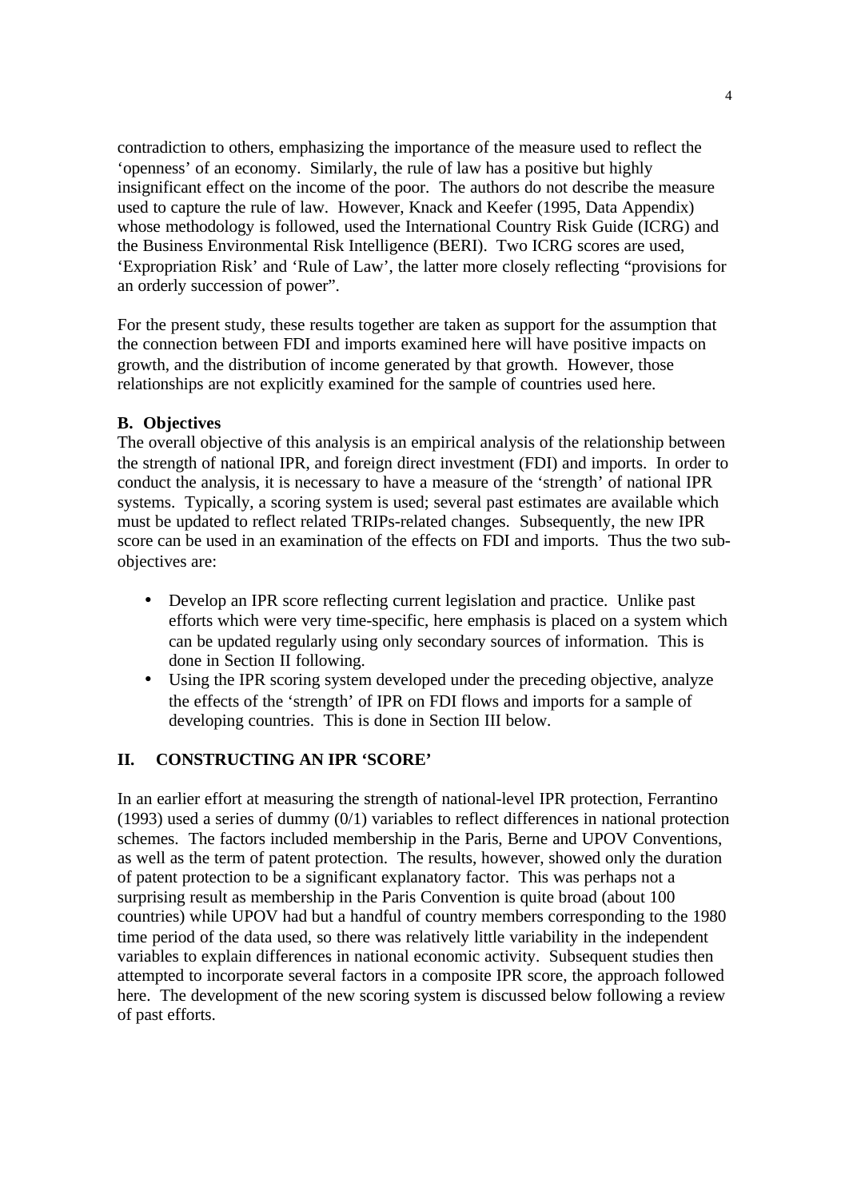contradiction to others, emphasizing the importance of the measure used to reflect the 'openness' of an economy. Similarly, the rule of law has a positive but highly insignificant effect on the income of the poor. The authors do not describe the measure used to capture the rule of law. However, Knack and Keefer (1995, Data Appendix) whose methodology is followed, used the International Country Risk Guide (ICRG) and the Business Environmental Risk Intelligence (BERI). Two ICRG scores are used, 'Expropriation Risk' and 'Rule of Law', the latter more closely reflecting "provisions for an orderly succession of power".

For the present study, these results together are taken as support for the assumption that the connection between FDI and imports examined here will have positive impacts on growth, and the distribution of income generated by that growth. However, those relationships are not explicitly examined for the sample of countries used here.

### B. Objectives

The overall objective of this analysis is an empirical analysis of the relationship between the strength of national IPR, and foreign direct investment (FDI) and imports. In order to conduct the analysis, it is necessary to have a measure of the 'strength' of national IPR systems. Typically, a scoring system is used; several past estimates are available which must be updated to reflect related TRIPs-related changes. Subsequently, the new IPR score can be used in an examination of the effects on FDI and imports. Thus the two sub-objectives are:

- Develop an IPR score reflecting current legislation and practice. Unlike past efforts which were very time-specific, here emphasis is placed on a system which can be updated regularly using only secondary sources of information. This is done in Section II following.
- Using the IPR scoring system developed under the preceding objective, analyze the effects of the 'strength' of IPR on FDI flows and imports for a sample of developing countries. This is done in Section III below.

## II. CONSTRUCTING AN IPR 'SCORE'

In an earlier effort at measuring the strength of national-level IPR protection, Ferrantino (1993) used a series of dummy (0/1) variables to reflect differences in national protection schemes. The factors included membership in the Paris, Berne and UPOV Conventions, as well as the term of patent protection. The results, however, showed only the duration of patent protection to be a significant explanatory factor. This was perhaps not a surprising result as membership in the Paris Convention is quite broad (about 100 countries) while UPOV had but a handful of country members corresponding to the 1980 time period of the data used, so there was relatively little variability in the independent variables to explain differences in national economic activity. Subsequent studies then attempted to incorporate several factors in a composite IPR score, the approach followed here. The development of the new scoring system is discussed below following a review of past efforts.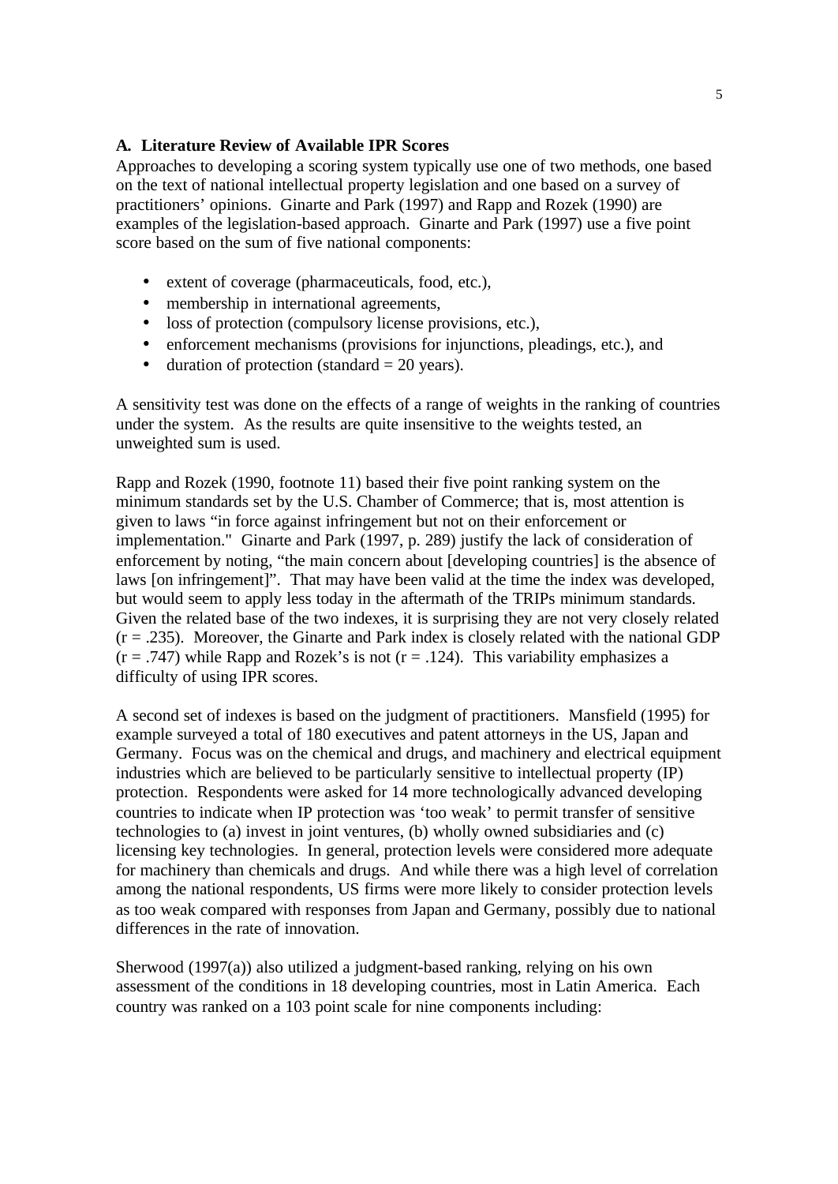**A. Literature Review of Available IPR Scores**

Approaches to developing a scoring system typically use one of two methods, one based on the text of national intellectual property legislation and one based on a survey of practitioners' opinions. Ginarte and Park (1997) and Rapp and Rozek (1990) are examples of the legislation-based approach. Ginarte and Park (1997) use a five point score based on the sum of five national components:

- extent of coverage (pharmaceuticals, food, etc.),
- membership in international agreements,
- loss of protection (compulsory license provisions, etc.),
- enforcement mechanisms (provisions for injunctions, pleadings, etc.), and
- duration of protection (standard = 20 years).

A sensitivity test was done on the effects of a range of weights in the ranking of countries under the system. As the results are quite insensitive to the weights tested, an unweighted sum is used.

Rapp and Rozek (1990, footnote 11) based their five point ranking system on the minimum standards set by the U.S. Chamber of Commerce; that is, most attention is given to laws "in force against infringement but not on their enforcement or implementation." Ginarte and Park (1997, p. 289) justify the lack of consideration of enforcement by noting, "the main concern about [developing countries] is the absence of laws [on infringement]". That may have been valid at the time the index was developed, but would seem to apply less today in the aftermath of the TRIPs minimum standards. Given the related base of the two indexes, it is surprising they are not very closely related (r = .235). Moreover, the Ginarte and Park index is closely related with the national GDP (r = .747) while Rapp and Rozek's is not (r = .124). This variability emphasizes a difficulty of using IPR scores.

A second set of indexes is based on the judgment of practitioners. Mansfield (1995) for example surveyed a total of 180 executives and patent attorneys in the US, Japan and Germany. Focus was on the chemical and drugs, and machinery and electrical equipment industries which are believed to be particularly sensitive to intellectual property (IP) protection. Respondents were asked for 14 more technologically advanced developing countries to indicate when IP protection was 'too weak' to permit transfer of sensitive technologies to (a) invest in joint ventures, (b) wholly owned subsidiaries and (c) licensing key technologies. In general, protection levels were considered more adequate for machinery than chemicals and drugs. And while there was a high level of correlation among the national respondents, US firms were more likely to consider protection levels as too weak compared with responses from Japan and Germany, possibly due to national differences in the rate of innovation.

Sherwood (1997(a)) also utilized a judgment-based ranking, relying on his own assessment of the conditions in 18 developing countries, most in Latin America. Each country was ranked on a 103 point scale for nine components including: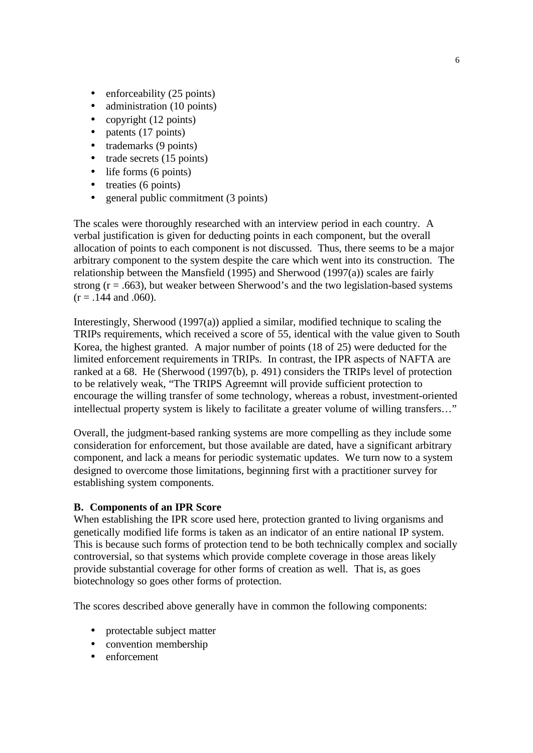- enforceability (25 points)
- administration (10 points)
- copyright (12 points)
- patents (17 points)
- trademarks (9 points)
- trade secrets (15 points)
- life forms (6 points)
- treaties (6 points)
- general public commitment (3 points)

The scales were thoroughly researched with an interview period in each country. A verbal justification is given for deducting points in each component, but the overall allocation of points to each component is not discussed. Thus, there seems to be a major arbitrary component to the system despite the care which went into its construction. The relationship between the Mansfield (1995) and Sherwood (1997(a)) scales are fairly strong (r = .663), but weaker between Sherwood's and the two legislation-based systems (r = .144 and .060).

Interestingly, Sherwood (1997(a)) applied a similar, modified technique to scaling the TRIPs requirements, which received a score of 55, identical with the value given to South Korea, the highest granted. A major number of points (18 of 25) were deducted for the limited enforcement requirements in TRIPs. In contrast, the IPR aspects of NAFTA are ranked at a 68. He (Sherwood (1997(b), p. 491) considers the TRIPs level of protection to be relatively weak, "The TRIPS Agreemnt will provide sufficient protection to encourage the willing transfer of some technology, whereas a robust, investment-oriented intellectual property system is likely to facilitate a greater volume of willing transfers…"

Overall, the judgment-based ranking systems are more compelling as they include some consideration for enforcement, but those available are dated, have a significant arbitrary component, and lack a means for periodic systematic updates. We turn now to a system designed to overcome those limitations, beginning first with a practitioner survey for establishing system components.

**B. Components of an IPR Score**

When establishing the IPR score used here, protection granted to living organisms and genetically modified life forms is taken as an indicator of an entire national IP system. This is because such forms of protection tend to be both technically complex and socially controversial, so that systems which provide complete coverage in those areas likely provide substantial coverage for other forms of creation as well. That is, as goes biotechnology so goes other forms of protection.

The scores described above generally have in common the following components:

- protectable subject matter
- convention membership
- enforcement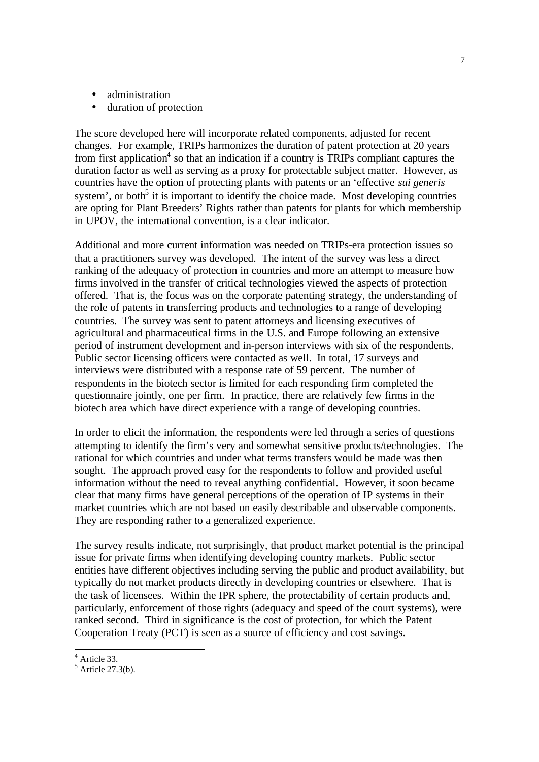- administration
- duration of protection

The score developed here will incorporate related components, adjusted for recent changes. For example, TRIPs harmonizes the duration of patent protection at 20 years from first application[4] so that an indication if a country is TRIPs compliant captures the duration factor as well as serving as a proxy for protectable subject matter. However, as countries have the option of protecting plants with patents or an 'effective *sui generis* system', or both[5] it is important to identify the choice made. Most developing countries are opting for Plant Breeders' Rights rather than patents for plants for which membership in UPOV, the international convention, is a clear indicator.

Additional and more current information was needed on TRIPs-era protection issues so that a practitioners survey was developed. The intent of the survey was less a direct ranking of the adequacy of protection in countries and more an attempt to measure how firms involved in the transfer of critical technologies viewed the aspects of protection offered. That is, the focus was on the corporate patenting strategy, the understanding of the role of patents in transferring products and technologies to a range of developing countries. The survey was sent to patent attorneys and licensing executives of agricultural and pharmaceutical firms in the U.S. and Europe following an extensive period of instrument development and in-person interviews with six of the respondents. Public sector licensing officers were contacted as well. In total, 17 surveys and interviews were distributed with a response rate of 59 percent. The number of respondents in the biotech sector is limited for each responding firm completed the questionnaire jointly, one per firm. In practice, there are relatively few firms in the biotech area which have direct experience with a range of developing countries.

In order to elicit the information, the respondents were led through a series of questions attempting to identify the firm's very and somewhat sensitive products/technologies. The rational for which countries and under what terms transfers would be made was then sought. The approach proved easy for the respondents to follow and provided useful information without the need to reveal anything confidential. However, it soon became clear that many firms have general perceptions of the operation of IP systems in their market countries which are not based on easily describable and observable components. They are responding rather to a generalized experience.

The survey results indicate, not surprisingly, that product market potential is the principal issue for private firms when identifying developing country markets. Public sector entities have different objectives including serving the public and product availability, but typically do not market products directly in developing countries or elsewhere. That is the task of licensees. Within the IPR sphere, the protectability of certain products and, particularly, enforcement of those rights (adequacy and speed of the court systems), were ranked second. Third in significance is the cost of protection, for which the Patent Cooperation Treaty (PCT) is seen as a source of efficiency and cost savings.

[4] Article 33.

[5] Article 27.3(b).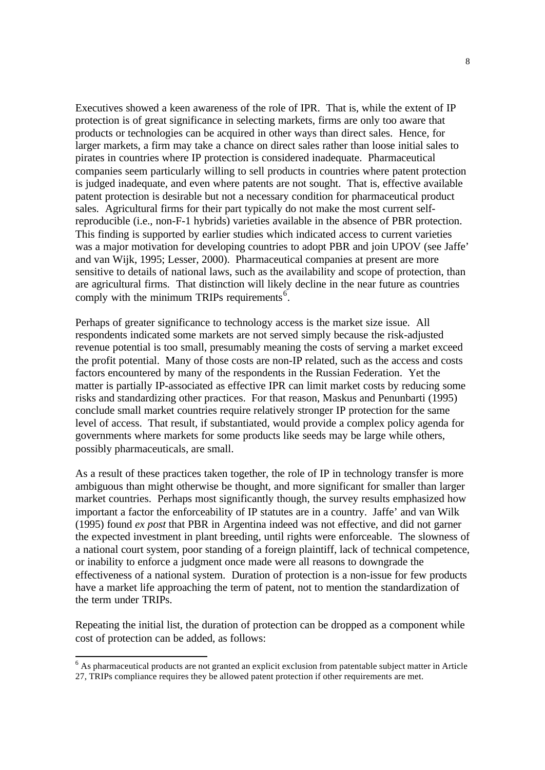Executives showed a keen awareness of the role of IPR. That is, while the extent of IP protection is of great significance in selecting markets, firms are only too aware that products or technologies can be acquired in other ways than direct sales. Hence, for larger markets, a firm may take a chance on direct sales rather than loose initial sales to pirates in countries where IP protection is considered inadequate. Pharmaceutical companies seem particularly willing to sell products in countries where patent protection is judged inadequate, and even where patents are not sought. That is, effective available patent protection is desirable but not a necessary condition for pharmaceutical product sales. Agricultural firms for their part typically do not make the most current self-reproducible (i.e., non-F-1 hybrids) varieties available in the absence of PBR protection. This finding is supported by earlier studies which indicated access to current varieties was a major motivation for developing countries to adopt PBR and join UPOV (see Jaffe' and van Wijk, 1995; Lesser, 2000). Pharmaceutical companies at present are more sensitive to details of national laws, such as the availability and scope of protection, than are agricultural firms. That distinction will likely decline in the near future as countries comply with the minimum TRIPs requirements[6].

Perhaps of greater significance to technology access is the market size issue. All respondents indicated some markets are not served simply because the risk-adjusted revenue potential is too small, presumably meaning the costs of serving a market exceed the profit potential. Many of those costs are non-IP related, such as the access and costs factors encountered by many of the respondents in the Russian Federation. Yet the matter is partially IP-associated as effective IPR can limit market costs by reducing some risks and standardizing other practices. For that reason, Maskus and Penunbarti (1995) conclude small market countries require relatively stronger IP protection for the same level of access. That result, if substantiated, would provide a complex policy agenda for governments where markets for some products like seeds may be large while others, possibly pharmaceuticals, are small.

As a result of these practices taken together, the role of IP in technology transfer is more ambiguous than might otherwise be thought, and more significant for smaller than larger market countries. Perhaps most significantly though, the survey results emphasized how important a factor the enforceability of IP statutes are in a country. Jaffe' and van Wilk (1995) found *ex post* that PBR in Argentina indeed was not effective, and did not garner the expected investment in plant breeding, until rights were enforceable. The slowness of a national court system, poor standing of a foreign plaintiff, lack of technical competence, or inability to enforce a judgment once made were all reasons to downgrade the effectiveness of a national system. Duration of protection is a non-issue for few products have a market life approaching the term of patent, not to mention the standardization of the term under TRIPs.

Repeating the initial list, the duration of protection can be dropped as a component while cost of protection can be added, as follows:

[6] As pharmaceutical products are not granted an explicit exclusion from patentable subject matter in Article 27, TRIPs compliance requires they be allowed patent protection if other requirements are met.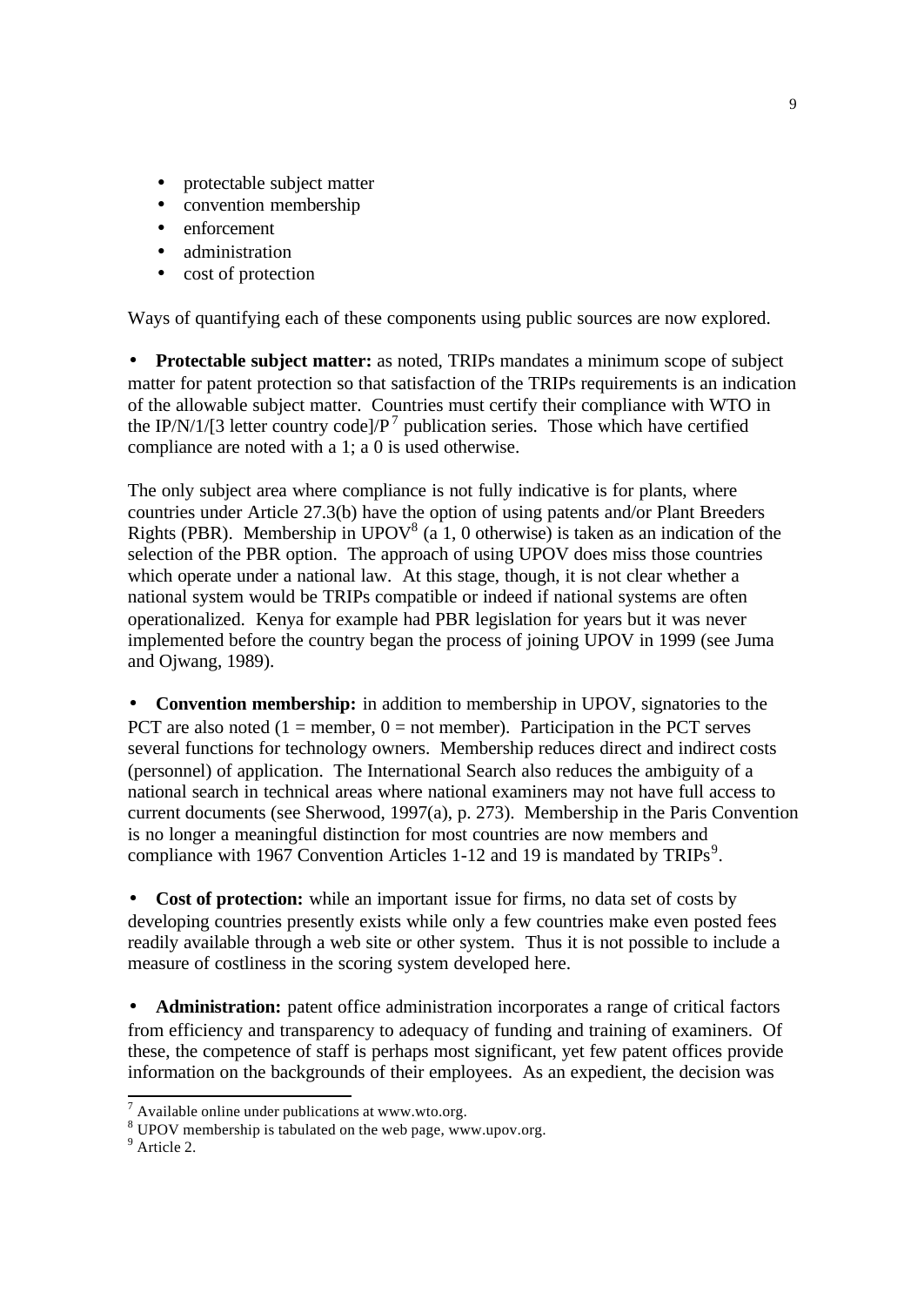- protectable subject matter
- convention membership
- enforcement
- administration
- cost of protection

Ways of quantifying each of these components using public sources are now explored.

- **Protectable subject matter:** as noted, TRIPs mandates a minimum scope of subject matter for patent protection so that satisfaction of the TRIPs requirements is an indication of the allowable subject matter. Countries must certify their compliance with WTO in the IP/N/1/[3 letter country code]/P[7] publication series. Those which have certified compliance are noted with a 1; a 0 is used otherwise.

The only subject area where compliance is not fully indicative is for plants, where countries under Article 27.3(b) have the option of using patents and/or Plant Breeders Rights (PBR). Membership in UPOV[8] (a 1, 0 otherwise) is taken as an indication of the selection of the PBR option. The approach of using UPOV does miss those countries which operate under a national law. At this stage, though, it is not clear whether a national system would be TRIPs compatible or indeed if national systems are often operationalized. Kenya for example had PBR legislation for years but it was never implemented before the country began the process of joining UPOV in 1999 (see Juma and Ojwang, 1989).

- **Convention membership:** in addition to membership in UPOV, signatories to the PCT are also noted (1 = member, 0 = not member). Participation in the PCT serves several functions for technology owners. Membership reduces direct and indirect costs (personnel) of application. The International Search also reduces the ambiguity of a national search in technical areas where national examiners may not have full access to current documents (see Sherwood, 1997(a), p. 273). Membership in the Paris Convention is no longer a meaningful distinction for most countries are now members and compliance with 1967 Convention Articles 1-12 and 19 is mandated by TRIPs[9].

- **Cost of protection:** while an important issue for firms, no data set of costs by developing countries presently exists while only a few countries make even posted fees readily available through a web site or other system. Thus it is not possible to include a measure of costliness in the scoring system developed here.

- **Administration:** patent office administration incorporates a range of critical factors from efficiency and transparency to adequacy of funding and training of examiners. Of these, the competence of staff is perhaps most significant, yet few patent offices provide information on the backgrounds of their employees. As an expedient, the decision was

---

[7] Available online under publications at www.wto.org.

[8] UPOV membership is tabulated on the web page, www.upov.org.

[9] Article 2.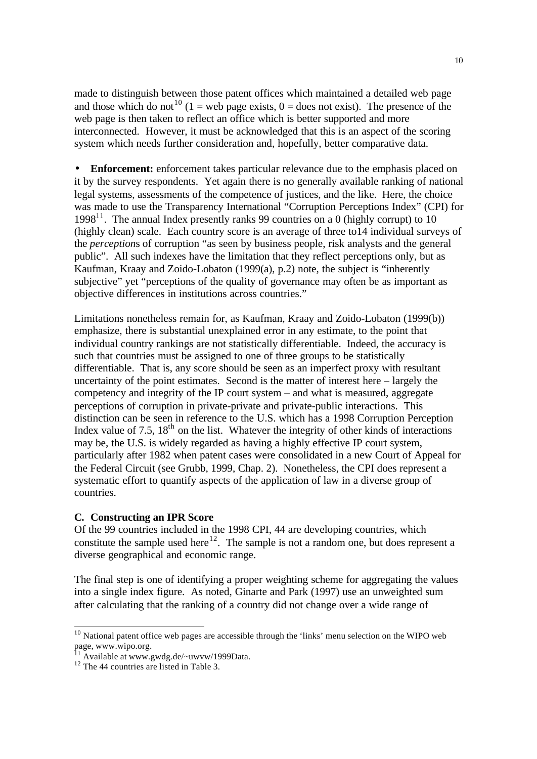made to distinguish between those patent offices which maintained a detailed web page and those which do not[10] (1 = web page exists, 0 = does not exist). The presence of the web page is then taken to reflect an office which is better supported and more interconnected. However, it must be acknowledged that this is an aspect of the scoring system which needs further consideration and, hopefully, better comparative data.

- **Enforcement:** enforcement takes particular relevance due to the emphasis placed on it by the survey respondents. Yet again there is no generally available ranking of national legal systems, assessments of the competence of justices, and the like. Here, the choice was made to use the Transparency International "Corruption Perceptions Index" (CPI) for 1998[11]. The annual Index presently ranks 99 countries on a 0 (highly corrupt) to 10 (highly clean) scale. Each country score is an average of three to14 individual surveys of the *perception*s of corruption "as seen by business people, risk analysts and the general public". All such indexes have the limitation that they reflect perceptions only, but as Kaufman, Kraay and Zoido-Lobaton (1999(a), p.2) note, the subject is "inherently subjective" yet "perceptions of the quality of governance may often be as important as objective differences in institutions across countries."

Limitations nonetheless remain for, as Kaufman, Kraay and Zoido-Lobaton (1999(b)) emphasize, there is substantial unexplained error in any estimate, to the point that individual country rankings are not statistically differentiable. Indeed, the accuracy is such that countries must be assigned to one of three groups to be statistically differentiable. That is, any score should be seen as an imperfect proxy with resultant uncertainty of the point estimates. Second is the matter of interest here – largely the competency and integrity of the IP court system – and what is measured, aggregate perceptions of corruption in private-private and private-public interactions. This distinction can be seen in reference to the U.S. which has a 1998 Corruption Perception Index value of 7.5, 18th on the list. Whatever the integrity of other kinds of interactions may be, the U.S. is widely regarded as having a highly effective IP court system, particularly after 1982 when patent cases were consolidated in a new Court of Appeal for the Federal Circuit (see Grubb, 1999, Chap. 2). Nonetheless, the CPI does represent a systematic effort to quantify aspects of the application of law in a diverse group of countries.

### C. Constructing an IPR Score

Of the 99 countries included in the 1998 CPI, 44 are developing countries, which constitute the sample used here[12]. The sample is not a random one, but does represent a diverse geographical and economic range.

The final step is one of identifying a proper weighting scheme for aggregating the values into a single index figure. As noted, Ginarte and Park (1997) use an unweighted sum after calculating that the ranking of a country did not change over a wide range of

---

[10] National patent office web pages are accessible through the 'links' menu selection on the WIPO web page, www.wipo.org.

[11] Available at www.gwdg.de/~uwvw/1999Data.

[12] The 44 countries are listed in Table 3.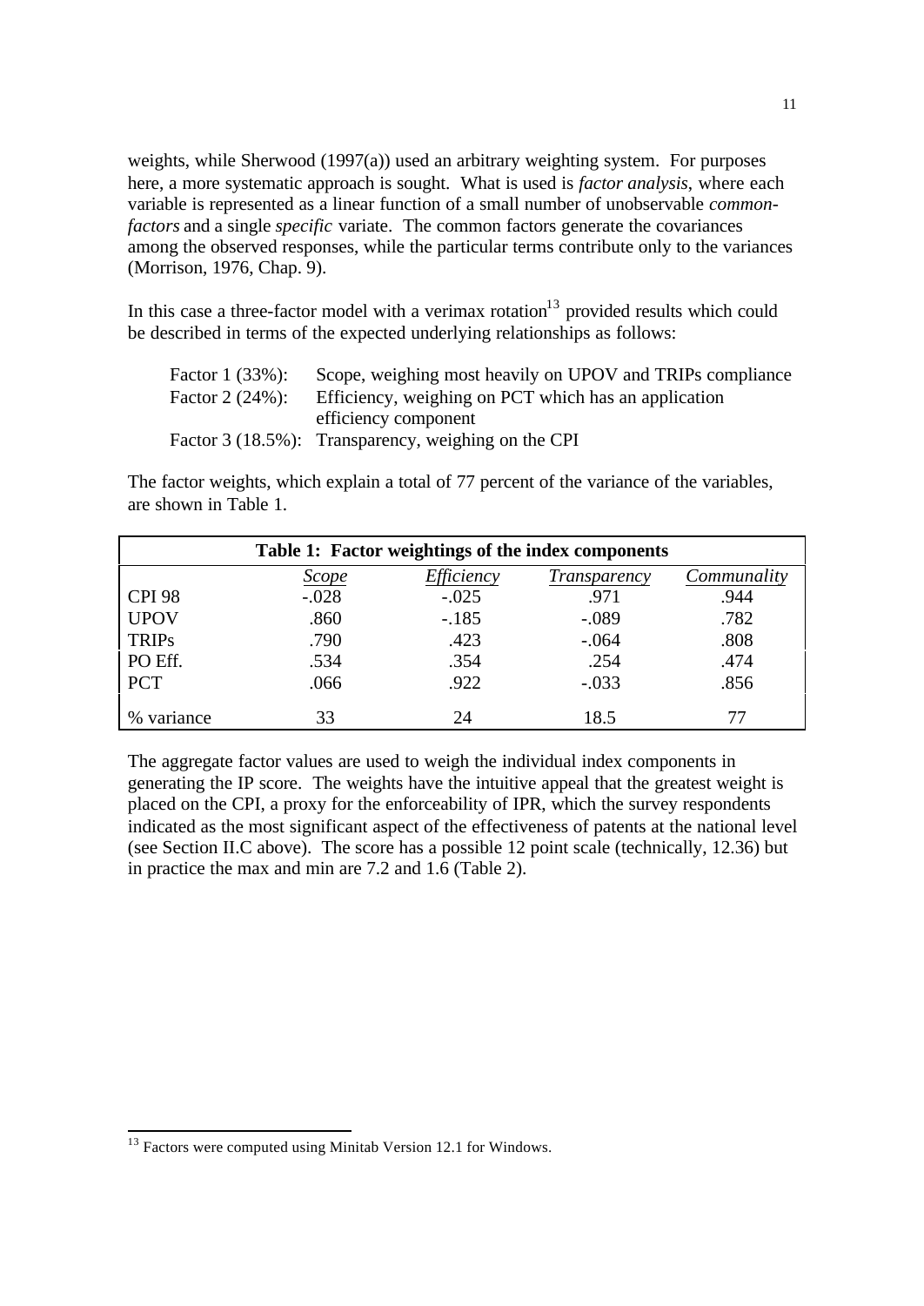weights, while Sherwood (1997(a)) used an arbitrary weighting system. For purposes here, a more systematic approach is sought. What is used is *factor analysis*, where each variable is represented as a linear function of a small number of unobservable *common-factors* and a single *specific* variate. The common factors generate the covariances among the observed responses, while the particular terms contribute only to the variances (Morrison, 1976, Chap. 9).

In this case a three-factor model with a verimax rotation[13] provided results which could be described in terms of the expected underlying relationships as follows:

Factor 1 (33%): Scope, weighing most heavily on UPOV and TRIPs compliance
Factor 2 (24%): Efficiency, weighing on PCT which has an application efficiency component
Factor 3 (18.5%): Transparency, weighing on the CPI

The factor weights, which explain a total of 77 percent of the variance of the variables, are shown in Table 1.

**Table 1: Factor weightings of the index components**

| | *Scope* | *Efficiency* | *Transparency* | *Communality* |
|---|---|---|---|---|
| CPI 98 | -.028 | -.025 | .971 | .944 |
| UPOV | .860 | -.185 | -.089 | .782 |
| TRIPs | .790 | .423 | -.064 | .808 |
| PO Eff. | .534 | .354 | .254 | .474 |
| PCT | .066 | .922 | -.033 | .856 |
| % variance | 33 | 24 | 18.5 | 77 |

The aggregate factor values are used to weigh the individual index components in generating the IP score. The weights have the intuitive appeal that the greatest weight is placed on the CPI, a proxy for the enforceability of IPR, which the survey respondents indicated as the most significant aspect of the effectiveness of patents at the national level (see Section II.C above). The score has a possible 12 point scale (technically, 12.36) but in practice the max and min are 7.2 and 1.6 (Table 2).

---

[13] Factors were computed using Minitab Version 12.1 for Windows.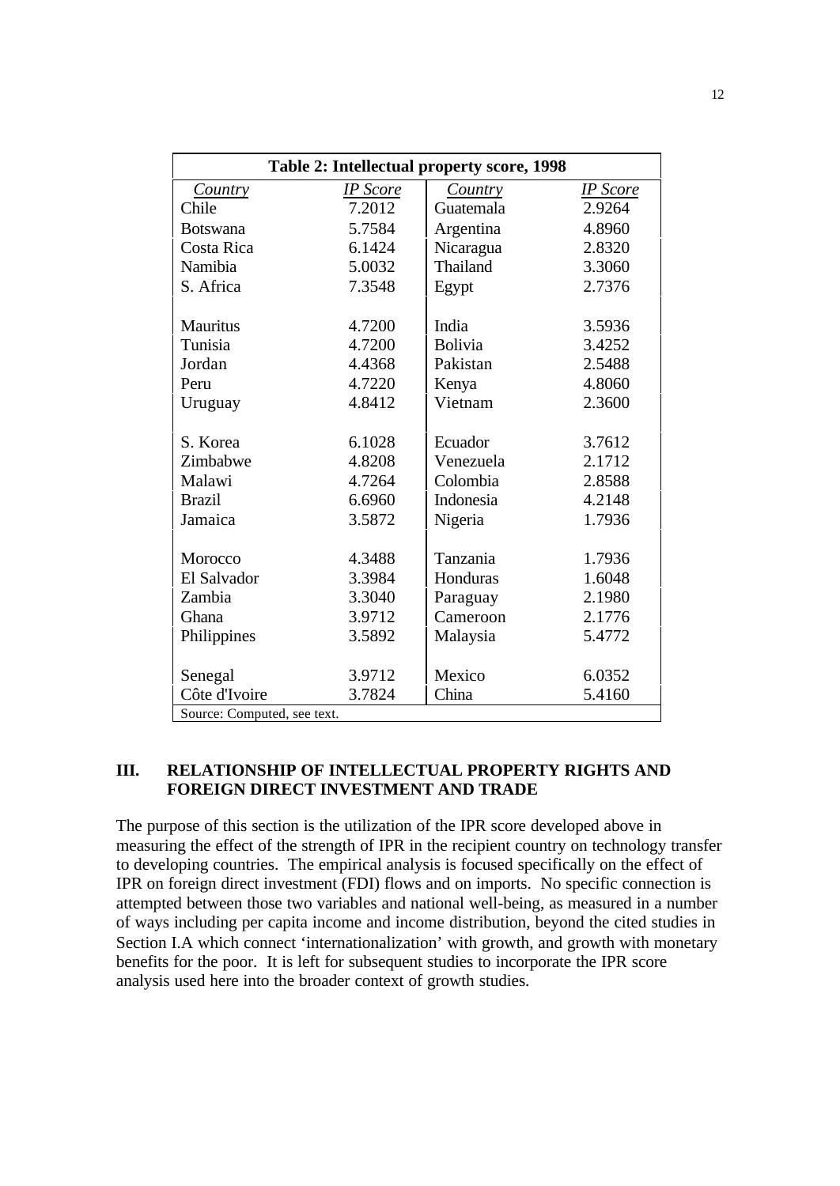**Table 2: Intellectual property score, 1998**

| Country | IP Score | Country | IP Score |
|---|---|---|---|
| Chile | 7.2012 | Guatemala | 2.9264 |
| Botswana | 5.7584 | Argentina | 4.8960 |
| Costa Rica | 6.1424 | Nicaragua | 2.8320 |
| Namibia | 5.0032 | Thailand | 3.3060 |
| S. Africa | 7.3548 | Egypt | 2.7376 |
| Mauritus | 4.7200 | India | 3.5936 |
| Tunisia | 4.7200 | Bolivia | 3.4252 |
| Jordan | 4.4368 | Pakistan | 2.5488 |
| Peru | 4.7220 | Kenya | 4.8060 |
| Uruguay | 4.8412 | Vietnam | 2.3600 |
| S. Korea | 6.1028 | Ecuador | 3.7612 |
| Zimbabwe | 4.8208 | Venezuela | 2.1712 |
| Malawi | 4.7264 | Colombia | 2.8588 |
| Brazil | 6.6960 | Indonesia | 4.2148 |
| Jamaica | 3.5872 | Nigeria | 1.7936 |
| Morocco | 4.3488 | Tanzania | 1.7936 |
| El Salvador | 3.3984 | Honduras | 1.6048 |
| Zambia | 3.3040 | Paraguay | 2.1980 |
| Ghana | 3.9712 | Cameroon | 2.1776 |
| Philippines | 3.5892 | Malaysia | 5.4772 |
| Senegal | 3.9712 | Mexico | 6.0352 |
| Côte d'Ivoire | 3.7824 | China | 5.4160 |

Source: Computed, see text.

## III. RELATIONSHIP OF INTELLECTUAL PROPERTY RIGHTS AND FOREIGN DIRECT INVESTMENT AND TRADE

The purpose of this section is the utilization of the IPR score developed above in measuring the effect of the strength of IPR in the recipient country on technology transfer to developing countries. The empirical analysis is focused specifically on the effect of IPR on foreign direct investment (FDI) flows and on imports. No specific connection is attempted between those two variables and national well-being, as measured in a number of ways including per capita income and income distribution, beyond the cited studies in Section I.A which connect 'internationalization' with growth, and growth with monetary benefits for the poor. It is left for subsequent studies to incorporate the IPR score analysis used here into the broader context of growth studies.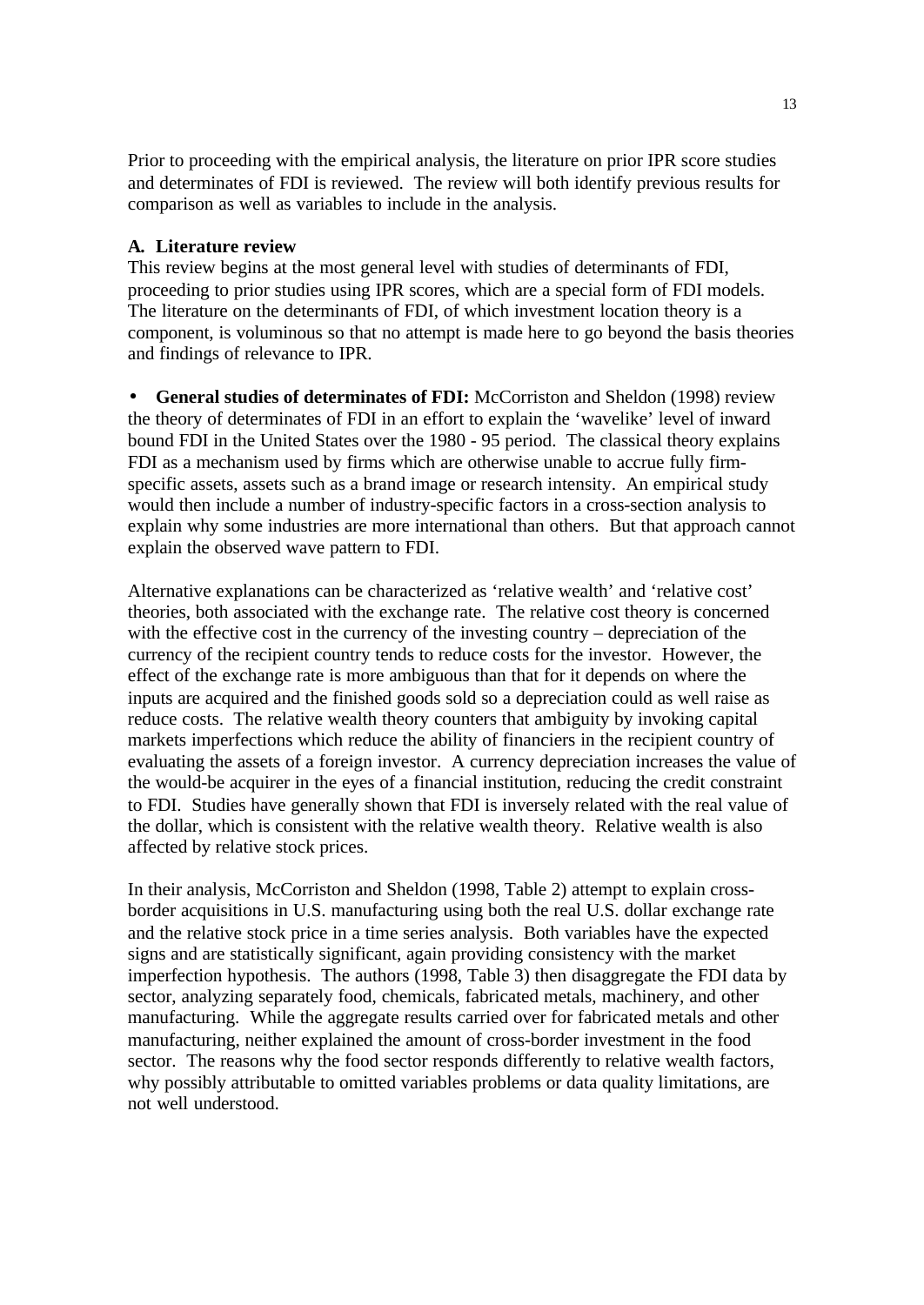Prior to proceeding with the empirical analysis, the literature on prior IPR score studies and determinates of FDI is reviewed. The review will both identify previous results for comparison as well as variables to include in the analysis.

### A. Literature review

This review begins at the most general level with studies of determinants of FDI, proceeding to prior studies using IPR scores, which are a special form of FDI models. The literature on the determinants of FDI, of which investment location theory is a component, is voluminous so that no attempt is made here to go beyond the basis theories and findings of relevance to IPR.

- **General studies of determinates of FDI:** McCorriston and Sheldon (1998) review the theory of determinates of FDI in an effort to explain the 'wavelike' level of inward bound FDI in the United States over the 1980 - 95 period. The classical theory explains FDI as a mechanism used by firms which are otherwise unable to accrue fully firm-specific assets, assets such as a brand image or research intensity. An empirical study would then include a number of industry-specific factors in a cross-section analysis to explain why some industries are more international than others. But that approach cannot explain the observed wave pattern to FDI.

Alternative explanations can be characterized as 'relative wealth' and 'relative cost' theories, both associated with the exchange rate. The relative cost theory is concerned with the effective cost in the currency of the investing country – depreciation of the currency of the recipient country tends to reduce costs for the investor. However, the effect of the exchange rate is more ambiguous than that for it depends on where the inputs are acquired and the finished goods sold so a depreciation could as well raise as reduce costs. The relative wealth theory counters that ambiguity by invoking capital markets imperfections which reduce the ability of financiers in the recipient country of evaluating the assets of a foreign investor. A currency depreciation increases the value of the would-be acquirer in the eyes of a financial institution, reducing the credit constraint to FDI. Studies have generally shown that FDI is inversely related with the real value of the dollar, which is consistent with the relative wealth theory. Relative wealth is also affected by relative stock prices.

In their analysis, McCorriston and Sheldon (1998, Table 2) attempt to explain cross-border acquisitions in U.S. manufacturing using both the real U.S. dollar exchange rate and the relative stock price in a time series analysis. Both variables have the expected signs and are statistically significant, again providing consistency with the market imperfection hypothesis. The authors (1998, Table 3) then disaggregate the FDI data by sector, analyzing separately food, chemicals, fabricated metals, machinery, and other manufacturing. While the aggregate results carried over for fabricated metals and other manufacturing, neither explained the amount of cross-border investment in the food sector. The reasons why the food sector responds differently to relative wealth factors, why possibly attributable to omitted variables problems or data quality limitations, are not well understood.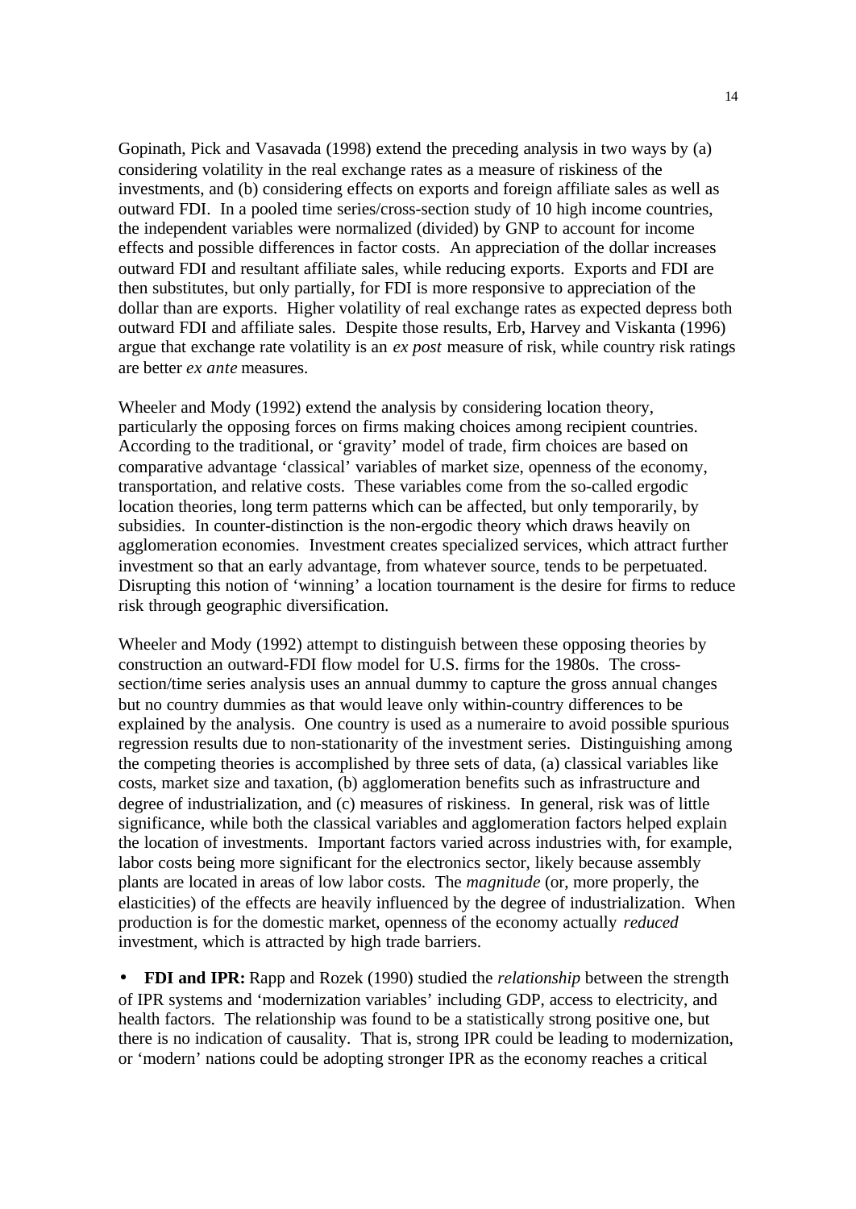Gopinath, Pick and Vasavada (1998) extend the preceding analysis in two ways by (a) considering volatility in the real exchange rates as a measure of riskiness of the investments, and (b) considering effects on exports and foreign affiliate sales as well as outward FDI. In a pooled time series/cross-section study of 10 high income countries, the independent variables were normalized (divided) by GNP to account for income effects and possible differences in factor costs. An appreciation of the dollar increases outward FDI and resultant affiliate sales, while reducing exports. Exports and FDI are then substitutes, but only partially, for FDI is more responsive to appreciation of the dollar than are exports. Higher volatility of real exchange rates as expected depress both outward FDI and affiliate sales. Despite those results, Erb, Harvey and Viskanta (1996) argue that exchange rate volatility is an *ex post* measure of risk, while country risk ratings are better *ex ante* measures.

Wheeler and Mody (1992) extend the analysis by considering location theory, particularly the opposing forces on firms making choices among recipient countries. According to the traditional, or 'gravity' model of trade, firm choices are based on comparative advantage 'classical' variables of market size, openness of the economy, transportation, and relative costs. These variables come from the so-called ergodic location theories, long term patterns which can be affected, but only temporarily, by subsidies. In counter-distinction is the non-ergodic theory which draws heavily on agglomeration economies. Investment creates specialized services, which attract further investment so that an early advantage, from whatever source, tends to be perpetuated. Disrupting this notion of 'winning' a location tournament is the desire for firms to reduce risk through geographic diversification.

Wheeler and Mody (1992) attempt to distinguish between these opposing theories by construction an outward-FDI flow model for U.S. firms for the 1980s. The cross-section/time series analysis uses an annual dummy to capture the gross annual changes but no country dummies as that would leave only within-country differences to be explained by the analysis. One country is used as a numeraire to avoid possible spurious regression results due to non-stationarity of the investment series. Distinguishing among the competing theories is accomplished by three sets of data, (a) classical variables like costs, market size and taxation, (b) agglomeration benefits such as infrastructure and degree of industrialization, and (c) measures of riskiness. In general, risk was of little significance, while both the classical variables and agglomeration factors helped explain the location of investments. Important factors varied across industries with, for example, labor costs being more significant for the electronics sector, likely because assembly plants are located in areas of low labor costs. The *magnitude* (or, more properly, the elasticities) of the effects are heavily influenced by the degree of industrialization. When production is for the domestic market, openness of the economy actually *reduced* investment, which is attracted by high trade barriers.

- **FDI and IPR:** Rapp and Rozek (1990) studied the *relationship* between the strength of IPR systems and 'modernization variables' including GDP, access to electricity, and health factors. The relationship was found to be a statistically strong positive one, but there is no indication of causality. That is, strong IPR could be leading to modernization, or 'modern' nations could be adopting stronger IPR as the economy reaches a critical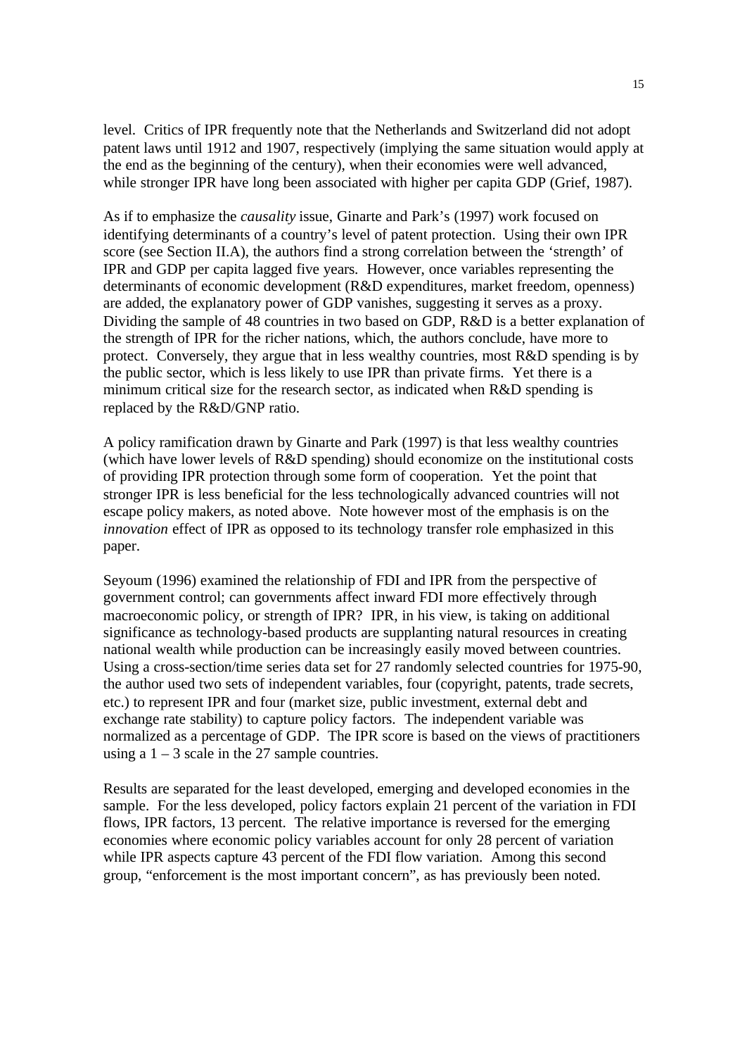level. Critics of IPR frequently note that the Netherlands and Switzerland did not adopt patent laws until 1912 and 1907, respectively (implying the same situation would apply at the end as the beginning of the century), when their economies were well advanced, while stronger IPR have long been associated with higher per capita GDP (Grief, 1987).

As if to emphasize the *causality* issue, Ginarte and Park's (1997) work focused on identifying determinants of a country's level of patent protection. Using their own IPR score (see Section II.A), the authors find a strong correlation between the 'strength' of IPR and GDP per capita lagged five years. However, once variables representing the determinants of economic development (R&D expenditures, market freedom, openness) are added, the explanatory power of GDP vanishes, suggesting it serves as a proxy. Dividing the sample of 48 countries in two based on GDP, R&D is a better explanation of the strength of IPR for the richer nations, which, the authors conclude, have more to protect. Conversely, they argue that in less wealthy countries, most R&D spending is by the public sector, which is less likely to use IPR than private firms. Yet there is a minimum critical size for the research sector, as indicated when R&D spending is replaced by the R&D/GNP ratio.

A policy ramification drawn by Ginarte and Park (1997) is that less wealthy countries (which have lower levels of R&D spending) should economize on the institutional costs of providing IPR protection through some form of cooperation. Yet the point that stronger IPR is less beneficial for the less technologically advanced countries will not escape policy makers, as noted above. Note however most of the emphasis is on the *innovation* effect of IPR as opposed to its technology transfer role emphasized in this paper.

Seyoum (1996) examined the relationship of FDI and IPR from the perspective of government control; can governments affect inward FDI more effectively through macroeconomic policy, or strength of IPR? IPR, in his view, is taking on additional significance as technology-based products are supplanting natural resources in creating national wealth while production can be increasingly easily moved between countries. Using a cross-section/time series data set for 27 randomly selected countries for 1975-90, the author used two sets of independent variables, four (copyright, patents, trade secrets, etc.) to represent IPR and four (market size, public investment, external debt and exchange rate stability) to capture policy factors. The independent variable was normalized as a percentage of GDP. The IPR score is based on the views of practitioners using a 1 – 3 scale in the 27 sample countries.

Results are separated for the least developed, emerging and developed economies in the sample. For the less developed, policy factors explain 21 percent of the variation in FDI flows, IPR factors, 13 percent. The relative importance is reversed for the emerging economies where economic policy variables account for only 28 percent of variation while IPR aspects capture 43 percent of the FDI flow variation. Among this second group, "enforcement is the most important concern", as has previously been noted.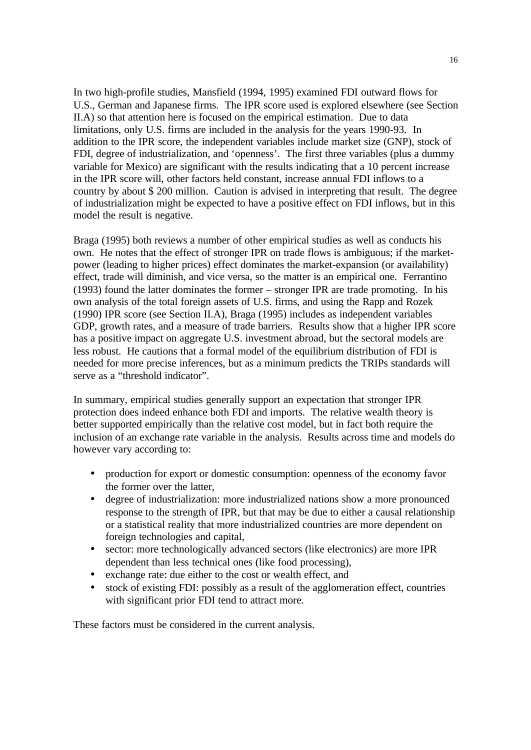In two high-profile studies, Mansfield (1994, 1995) examined FDI outward flows for U.S., German and Japanese firms. The IPR score used is explored elsewhere (see Section II.A) so that attention here is focused on the empirical estimation. Due to data limitations, only U.S. firms are included in the analysis for the years 1990-93. In addition to the IPR score, the independent variables include market size (GNP), stock of FDI, degree of industrialization, and 'openness'. The first three variables (plus a dummy variable for Mexico) are significant with the results indicating that a 10 percent increase in the IPR score will, other factors held constant, increase annual FDI inflows to a country by about $ 200 million. Caution is advised in interpreting that result. The degree of industrialization might be expected to have a positive effect on FDI inflows, but in this model the result is negative.

Braga (1995) both reviews a number of other empirical studies as well as conducts his own. He notes that the effect of stronger IPR on trade flows is ambiguous; if the market-power (leading to higher prices) effect dominates the market-expansion (or availability) effect, trade will diminish, and vice versa, so the matter is an empirical one. Ferrantino (1993) found the latter dominates the former – stronger IPR are trade promoting. In his own analysis of the total foreign assets of U.S. firms, and using the Rapp and Rozek (1990) IPR score (see Section II.A), Braga (1995) includes as independent variables GDP, growth rates, and a measure of trade barriers. Results show that a higher IPR score has a positive impact on aggregate U.S. investment abroad, but the sectoral models are less robust. He cautions that a formal model of the equilibrium distribution of FDI is needed for more precise inferences, but as a minimum predicts the TRIPs standards will serve as a "threshold indicator".

In summary, empirical studies generally support an expectation that stronger IPR protection does indeed enhance both FDI and imports. The relative wealth theory is better supported empirically than the relative cost model, but in fact both require the inclusion of an exchange rate variable in the analysis. Results across time and models do however vary according to:

- production for export or domestic consumption: openness of the economy favor the former over the latter,
- degree of industrialization: more industrialized nations show a more pronounced response to the strength of IPR, but that may be due to either a causal relationship or a statistical reality that more industrialized countries are more dependent on foreign technologies and capital,
- sector: more technologically advanced sectors (like electronics) are more IPR dependent than less technical ones (like food processing),
- exchange rate: due either to the cost or wealth effect, and
- stock of existing FDI: possibly as a result of the agglomeration effect, countries with significant prior FDI tend to attract more.

These factors must be considered in the current analysis.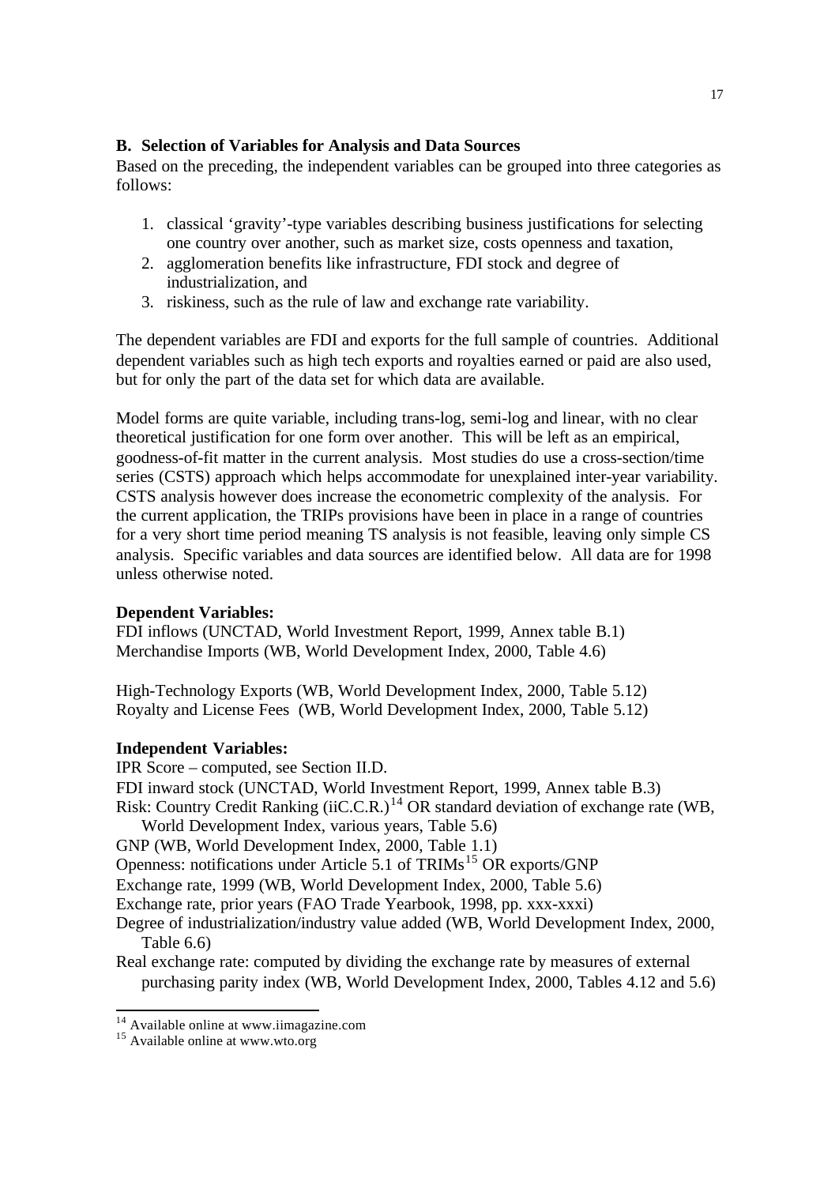### B. Selection of Variables for Analysis and Data Sources

Based on the preceding, the independent variables can be grouped into three categories as follows:

1. classical 'gravity'-type variables describing business justifications for selecting one country over another, such as market size, costs openness and taxation,
2. agglomeration benefits like infrastructure, FDI stock and degree of industrialization, and
3. riskiness, such as the rule of law and exchange rate variability.

The dependent variables are FDI and exports for the full sample of countries. Additional dependent variables such as high tech exports and royalties earned or paid are also used, but for only the part of the data set for which data are available.

Model forms are quite variable, including trans-log, semi-log and linear, with no clear theoretical justification for one form over another. This will be left as an empirical, goodness-of-fit matter in the current analysis. Most studies do use a cross-section/time series (CSTS) approach which helps accommodate for unexplained inter-year variability. CSTS analysis however does increase the econometric complexity of the analysis. For the current application, the TRIPs provisions have been in place in a range of countries for a very short time period meaning TS analysis is not feasible, leaving only simple CS analysis. Specific variables and data sources are identified below. All data are for 1998 unless otherwise noted.

**Dependent Variables:**

FDI inflows (UNCTAD, World Investment Report, 1999, Annex table B.1)
Merchandise Imports (WB, World Development Index, 2000, Table 4.6)

High-Technology Exports (WB, World Development Index, 2000, Table 5.12)
Royalty and License Fees (WB, World Development Index, 2000, Table 5.12)

**Independent Variables:**

IPR Score – computed, see Section II.D.
FDI inward stock (UNCTAD, World Investment Report, 1999, Annex table B.3)
Risk: Country Credit Ranking (iiC.C.R.)[14] OR standard deviation of exchange rate (WB, World Development Index, various years, Table 5.6)
GNP (WB, World Development Index, 2000, Table 1.1)
Openness: notifications under Article 5.1 of TRIMs[15] OR exports/GNP
Exchange rate, 1999 (WB, World Development Index, 2000, Table 5.6)
Exchange rate, prior years (FAO Trade Yearbook, 1998, pp. xxx-xxxi)
Degree of industrialization/industry value added (WB, World Development Index, 2000, Table 6.6)
Real exchange rate: computed by dividing the exchange rate by measures of external purchasing parity index (WB, World Development Index, 2000, Tables 4.12 and 5.6)

---

[14] Available online at www.iimagazine.com
[15] Available online at www.wto.org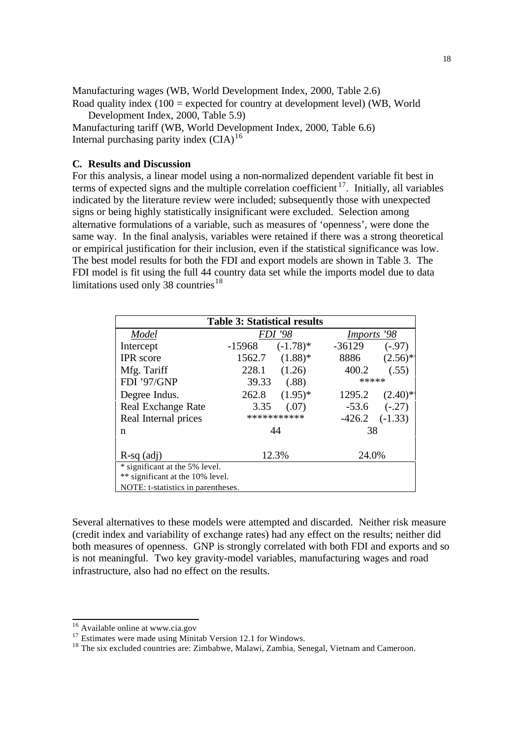Manufacturing wages (WB, World Development Index, 2000, Table 2.6)
Road quality index (100 = expected for country at development level) (WB, World Development Index, 2000, Table 5.9)
Manufacturing tariff (WB, World Development Index, 2000, Table 6.6)
Internal purchasing parity index (CIA)[16]

### C. Results and Discussion

For this analysis, a linear model using a non-normalized dependent variable fit best in terms of expected signs and the multiple correlation coefficient[17]. Initially, all variables indicated by the literature review were included; subsequently those with unexpected signs or being highly statistically insignificant were excluded. Selection among alternative formulations of a variable, such as measures of 'openness', were done the same way. In the final analysis, variables were retained if there was a strong theoretical or empirical justification for their inclusion, even if the statistical significance was low. The best model results for both the FDI and export models are shown in Table 3. The FDI model is fit using the full 44 country data set while the imports model due to data limitations used only 38 countries[18]

**Table 3: Statistical results**

| *Model* | *FDI '98* | | *Imports '98* | |
|---|---|---|---|---|
| Intercept | -15968 | (-1.78)* | -36129 | (-.97) |
| IPR score | 1562.7 | (1.88)* | 8886 | (2.56)** |
| Mfg. Tariff | 228.1 | (1.26) | 400.2 | (.55) |
| FDI '97/GNP | 39.33 | (.88) | ***** | |
| Degree Indus. | 262.8 | (1.95)* | 1295.2 | (2.40)** |
| Real Exchange Rate | 3.35 | (.07) | -53.6 | (-.27) |
| Real Internal prices | *********** | | -426.2 | (-1.33) |
| n | 44 | | 38 | |
| R-sq (adj) | 12.3% | | 24.0% | |

\* significant at the 5% level.
\*\* significant at the 10% level.
NOTE: t-statistics in parentheses.

Several alternatives to these models were attempted and discarded. Neither risk measure (credit index and variability of exchange rates) had any effect on the results; neither did both measures of openness. GNP is strongly correlated with both FDI and exports and so is not meaningful. Two key gravity-model variables, manufacturing wages and road infrastructure, also had no effect on the results.

---

[16] Available online at www.cia.gov
[17] Estimates were made using Minitab Version 12.1 for Windows.
[18] The six excluded countries are: Zimbabwe, Malawi, Zambia, Senegal, Vietnam and Cameroon.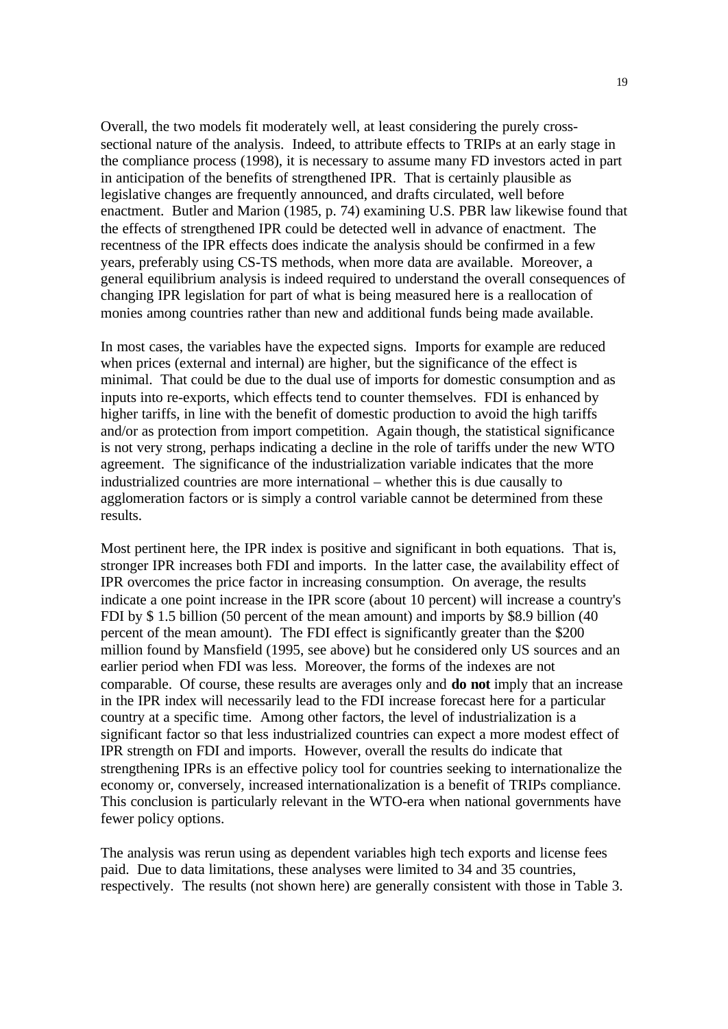Overall, the two models fit moderately well, at least considering the purely cross-sectional nature of the analysis. Indeed, to attribute effects to TRIPs at an early stage in the compliance process (1998), it is necessary to assume many FD investors acted in part in anticipation of the benefits of strengthened IPR. That is certainly plausible as legislative changes are frequently announced, and drafts circulated, well before enactment. Butler and Marion (1985, p. 74) examining U.S. PBR law likewise found that the effects of strengthened IPR could be detected well in advance of enactment. The recentness of the IPR effects does indicate the analysis should be confirmed in a few years, preferably using CS-TS methods, when more data are available. Moreover, a general equilibrium analysis is indeed required to understand the overall consequences of changing IPR legislation for part of what is being measured here is a reallocation of monies among countries rather than new and additional funds being made available.

In most cases, the variables have the expected signs. Imports for example are reduced when prices (external and internal) are higher, but the significance of the effect is minimal. That could be due to the dual use of imports for domestic consumption and as inputs into re-exports, which effects tend to counter themselves. FDI is enhanced by higher tariffs, in line with the benefit of domestic production to avoid the high tariffs and/or as protection from import competition. Again though, the statistical significance is not very strong, perhaps indicating a decline in the role of tariffs under the new WTO agreement. The significance of the industrialization variable indicates that the more industrialized countries are more international – whether this is due causally to agglomeration factors or is simply a control variable cannot be determined from these results.

Most pertinent here, the IPR index is positive and significant in both equations. That is, stronger IPR increases both FDI and imports. In the latter case, the availability effect of IPR overcomes the price factor in increasing consumption. On average, the results indicate a one point increase in the IPR score (about 10 percent) will increase a country's FDI by $ 1.5 billion (50 percent of the mean amount) and imports by $8.9 billion (40 percent of the mean amount). The FDI effect is significantly greater than the $200 million found by Mansfield (1995, see above) but he considered only US sources and an earlier period when FDI was less. Moreover, the forms of the indexes are not comparable. Of course, these results are averages only and **do not** imply that an increase in the IPR index will necessarily lead to the FDI increase forecast here for a particular country at a specific time. Among other factors, the level of industrialization is a significant factor so that less industrialized countries can expect a more modest effect of IPR strength on FDI and imports. However, overall the results do indicate that strengthening IPRs is an effective policy tool for countries seeking to internationalize the economy or, conversely, increased internationalization is a benefit of TRIPs compliance. This conclusion is particularly relevant in the WTO-era when national governments have fewer policy options.

The analysis was rerun using as dependent variables high tech exports and license fees paid. Due to data limitations, these analyses were limited to 34 and 35 countries, respectively. The results (not shown here) are generally consistent with those in Table 3.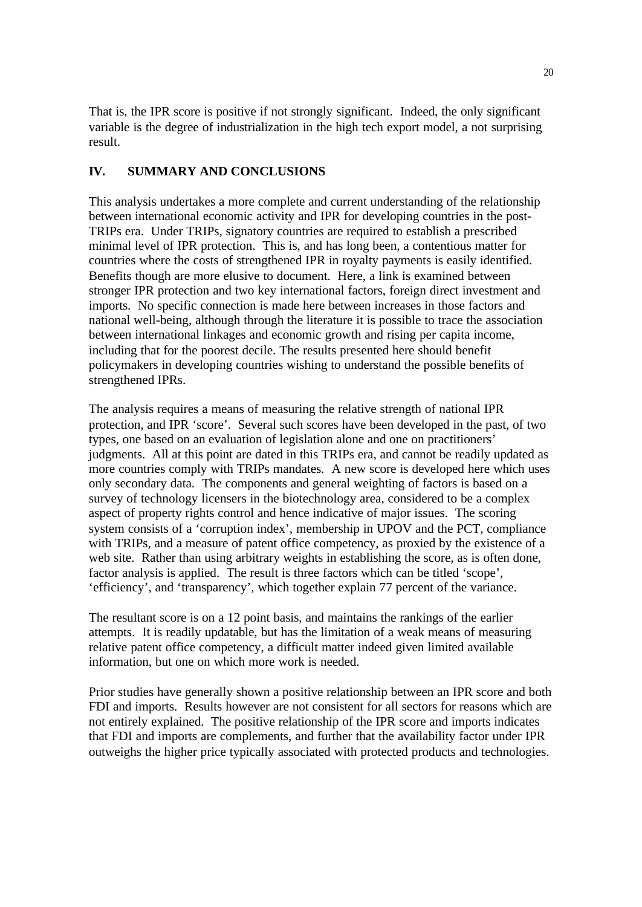That is, the IPR score is positive if not strongly significant. Indeed, the only significant variable is the degree of industrialization in the high tech export model, a not surprising result.

## IV. SUMMARY AND CONCLUSIONS

This analysis undertakes a more complete and current understanding of the relationship between international economic activity and IPR for developing countries in the post-TRIPs era. Under TRIPs, signatory countries are required to establish a prescribed minimal level of IPR protection. This is, and has long been, a contentious matter for countries where the costs of strengthened IPR in royalty payments is easily identified. Benefits though are more elusive to document. Here, a link is examined between stronger IPR protection and two key international factors, foreign direct investment and imports. No specific connection is made here between increases in those factors and national well-being, although through the literature it is possible to trace the association between international linkages and economic growth and rising per capita income, including that for the poorest decile. The results presented here should benefit policymakers in developing countries wishing to understand the possible benefits of strengthened IPRs.

The analysis requires a means of measuring the relative strength of national IPR protection, and IPR 'score'. Several such scores have been developed in the past, of two types, one based on an evaluation of legislation alone and one on practitioners' judgments. All at this point are dated in this TRIPs era, and cannot be readily updated as more countries comply with TRIPs mandates. A new score is developed here which uses only secondary data. The components and general weighting of factors is based on a survey of technology licensers in the biotechnology area, considered to be a complex aspect of property rights control and hence indicative of major issues. The scoring system consists of a 'corruption index', membership in UPOV and the PCT, compliance with TRIPs, and a measure of patent office competency, as proxied by the existence of a web site. Rather than using arbitrary weights in establishing the score, as is often done, factor analysis is applied. The result is three factors which can be titled 'scope', 'efficiency', and 'transparency', which together explain 77 percent of the variance.

The resultant score is on a 12 point basis, and maintains the rankings of the earlier attempts. It is readily updatable, but has the limitation of a weak means of measuring relative patent office competency, a difficult matter indeed given limited available information, but one on which more work is needed.

Prior studies have generally shown a positive relationship between an IPR score and both FDI and imports. Results however are not consistent for all sectors for reasons which are not entirely explained. The positive relationship of the IPR score and imports indicates that FDI and imports are complements, and further that the availability factor under IPR outweighs the higher price typically associated with protected products and technologies.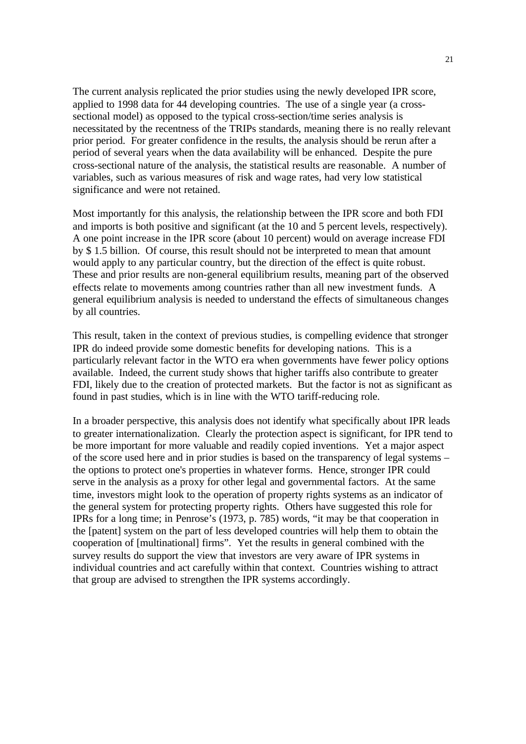The current analysis replicated the prior studies using the newly developed IPR score, applied to 1998 data for 44 developing countries. The use of a single year (a cross-sectional model) as opposed to the typical cross-section/time series analysis is necessitated by the recentness of the TRIPs standards, meaning there is no really relevant prior period. For greater confidence in the results, the analysis should be rerun after a period of several years when the data availability will be enhanced. Despite the pure cross-sectional nature of the analysis, the statistical results are reasonable. A number of variables, such as various measures of risk and wage rates, had very low statistical significance and were not retained.

Most importantly for this analysis, the relationship between the IPR score and both FDI and imports is both positive and significant (at the 10 and 5 percent levels, respectively). A one point increase in the IPR score (about 10 percent) would on average increase FDI by $ 1.5 billion. Of course, this result should not be interpreted to mean that amount would apply to any particular country, but the direction of the effect is quite robust. These and prior results are non-general equilibrium results, meaning part of the observed effects relate to movements among countries rather than all new investment funds. A general equilibrium analysis is needed to understand the effects of simultaneous changes by all countries.

This result, taken in the context of previous studies, is compelling evidence that stronger IPR do indeed provide some domestic benefits for developing nations. This is a particularly relevant factor in the WTO era when governments have fewer policy options available. Indeed, the current study shows that higher tariffs also contribute to greater FDI, likely due to the creation of protected markets. But the factor is not as significant as found in past studies, which is in line with the WTO tariff-reducing role.

In a broader perspective, this analysis does not identify what specifically about IPR leads to greater internationalization. Clearly the protection aspect is significant, for IPR tend to be more important for more valuable and readily copied inventions. Yet a major aspect of the score used here and in prior studies is based on the transparency of legal systems – the options to protect one's properties in whatever forms. Hence, stronger IPR could serve in the analysis as a proxy for other legal and governmental factors. At the same time, investors might look to the operation of property rights systems as an indicator of the general system for protecting property rights. Others have suggested this role for IPRs for a long time; in Penrose's (1973, p. 785) words, "it may be that cooperation in the [patent] system on the part of less developed countries will help them to obtain the cooperation of [multinational] firms". Yet the results in general combined with the survey results do support the view that investors are very aware of IPR systems in individual countries and act carefully within that context. Countries wishing to attract that group are advised to strengthen the IPR systems accordingly.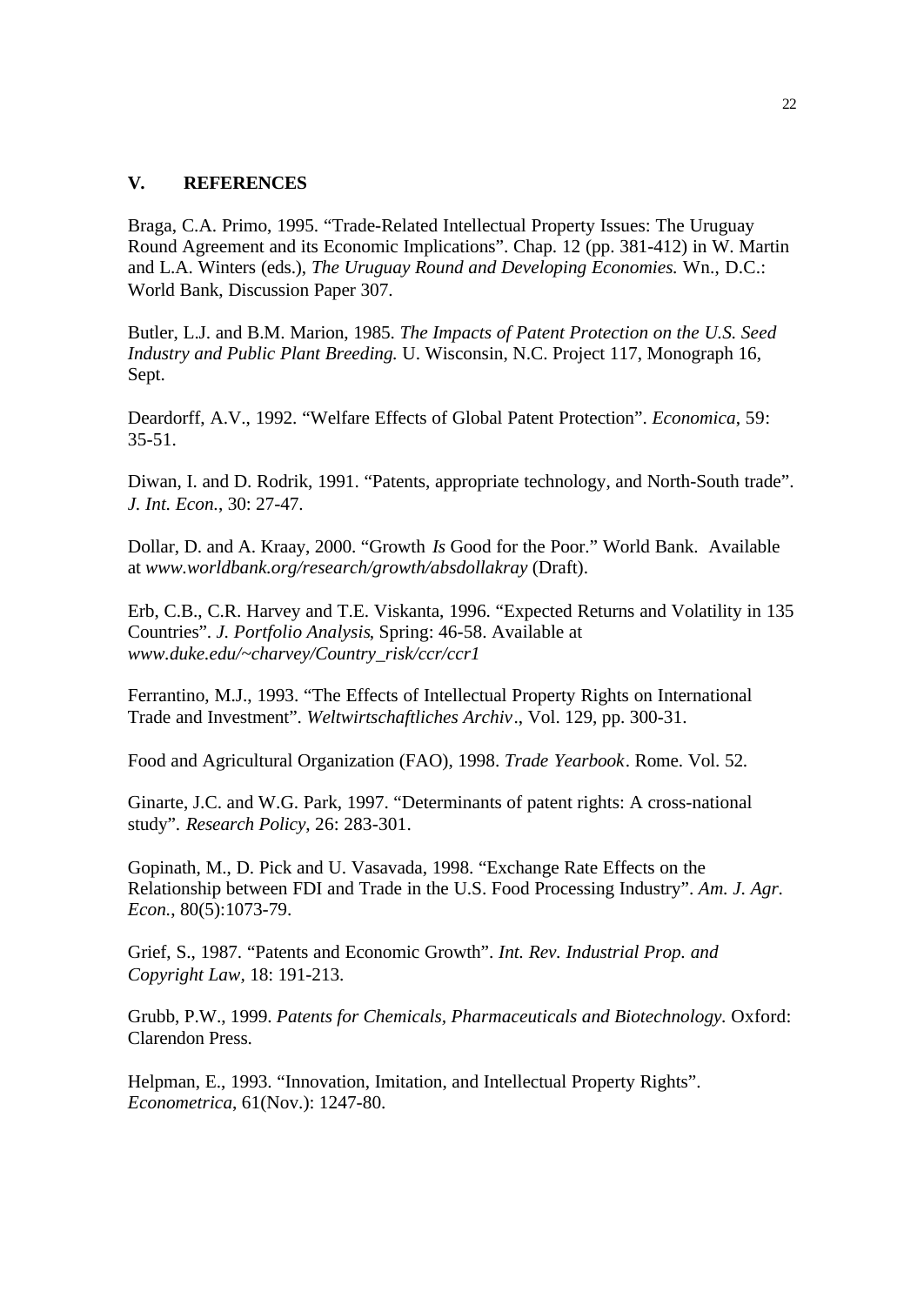## V. REFERENCES

Braga, C.A. Primo, 1995. "Trade-Related Intellectual Property Issues: The Uruguay Round Agreement and its Economic Implications". Chap. 12 (pp. 381-412) in W. Martin and L.A. Winters (eds.), *The Uruguay Round and Developing Economies.* Wn., D.C.: World Bank, Discussion Paper 307.

Butler, L.J. and B.M. Marion, 1985. *The Impacts of Patent Protection on the U.S. Seed Industry and Public Plant Breeding.* U. Wisconsin, N.C. Project 117, Monograph 16, Sept.

Deardorff, A.V., 1992. "Welfare Effects of Global Patent Protection". *Economica*, 59: 35-51.

Diwan, I. and D. Rodrik, 1991. "Patents, appropriate technology, and North-South trade". *J. Int. Econ.*, 30: 27-47.

Dollar, D. and A. Kraay, 2000. "Growth *Is* Good for the Poor." World Bank. Available at *www.worldbank.org/research/growth/absdollakray* (Draft).

Erb, C.B., C.R. Harvey and T.E. Viskanta, 1996. "Expected Returns and Volatility in 135 Countries". *J. Portfolio Analysis*, Spring: 46-58. Available at *www.duke.edu/~charvey/Country_risk/ccr/ccr1*

Ferrantino, M.J., 1993. "The Effects of Intellectual Property Rights on International Trade and Investment". *Weltwirtschaftliches Archiv*., Vol. 129, pp. 300-31.

Food and Agricultural Organization (FAO), 1998. *Trade Yearbook*. Rome. Vol. 52.

Ginarte, J.C. and W.G. Park, 1997. "Determinants of patent rights: A cross-national study". *Research Policy*, 26: 283-301.

Gopinath, M., D. Pick and U. Vasavada, 1998. "Exchange Rate Effects on the Relationship between FDI and Trade in the U.S. Food Processing Industry". *Am. J. Agr. Econ.*, 80(5):1073-79.

Grief, S., 1987. "Patents and Economic Growth". *Int. Rev. Industrial Prop. and Copyright Law*, 18: 191-213.

Grubb, P.W., 1999. *Patents for Chemicals, Pharmaceuticals and Biotechnology.* Oxford: Clarendon Press.

Helpman, E., 1993. "Innovation, Imitation, and Intellectual Property Rights". *Econometrica*, 61(Nov.): 1247-80.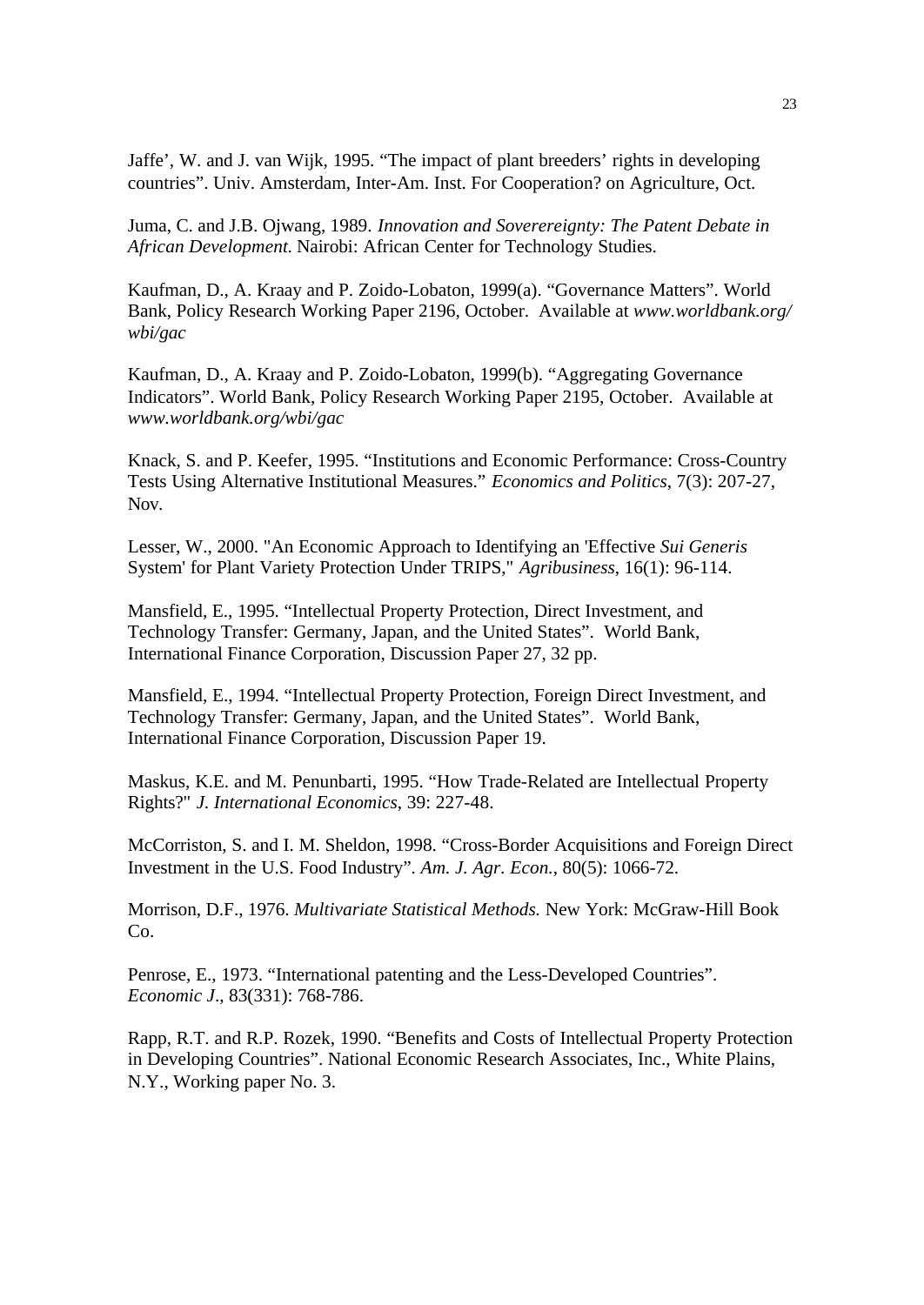Jaffe', W. and J. van Wijk, 1995. "The impact of plant breeders' rights in developing countries". Univ. Amsterdam, Inter-Am. Inst. For Cooperation? on Agriculture, Oct.

Juma, C. and J.B. Ojwang, 1989. *Innovation and Soverereignty: The Patent Debate in African Development.* Nairobi: African Center for Technology Studies.

Kaufman, D., A. Kraay and P. Zoido-Lobaton, 1999(a). "Governance Matters". World Bank, Policy Research Working Paper 2196, October. Available at *www.worldbank.org/ wbi/gac*

Kaufman, D., A. Kraay and P. Zoido-Lobaton, 1999(b). "Aggregating Governance Indicators". World Bank, Policy Research Working Paper 2195, October. Available at *www.worldbank.org/wbi/gac*

Knack, S. and P. Keefer, 1995. "Institutions and Economic Performance: Cross-Country Tests Using Alternative Institutional Measures." *Economics and Politics*, 7(3): 207-27, Nov.

Lesser, W., 2000. "An Economic Approach to Identifying an 'Effective *Sui Generis* System' for Plant Variety Protection Under TRIPS," *Agribusiness*, 16(1): 96-114.

Mansfield, E., 1995. "Intellectual Property Protection, Direct Investment, and Technology Transfer: Germany, Japan, and the United States". World Bank, International Finance Corporation, Discussion Paper 27, 32 pp.

Mansfield, E., 1994. "Intellectual Property Protection, Foreign Direct Investment, and Technology Transfer: Germany, Japan, and the United States". World Bank, International Finance Corporation, Discussion Paper 19.

Maskus, K.E. and M. Penunbarti, 1995. "How Trade-Related are Intellectual Property Rights?" *J. International Economics*, 39: 227-48.

McCorriston, S. and I. M. Sheldon, 1998. "Cross-Border Acquisitions and Foreign Direct Investment in the U.S. Food Industry". *Am. J. Agr. Econ.*, 80(5): 1066-72.

Morrison, D.F., 1976. *Multivariate Statistical Methods.* New York: McGraw-Hill Book Co.

Penrose, E., 1973. "International patenting and the Less-Developed Countries". *Economic J.*, 83(331): 768-786.

Rapp, R.T. and R.P. Rozek, 1990. "Benefits and Costs of Intellectual Property Protection in Developing Countries". National Economic Research Associates, Inc., White Plains, N.Y., Working paper No. 3.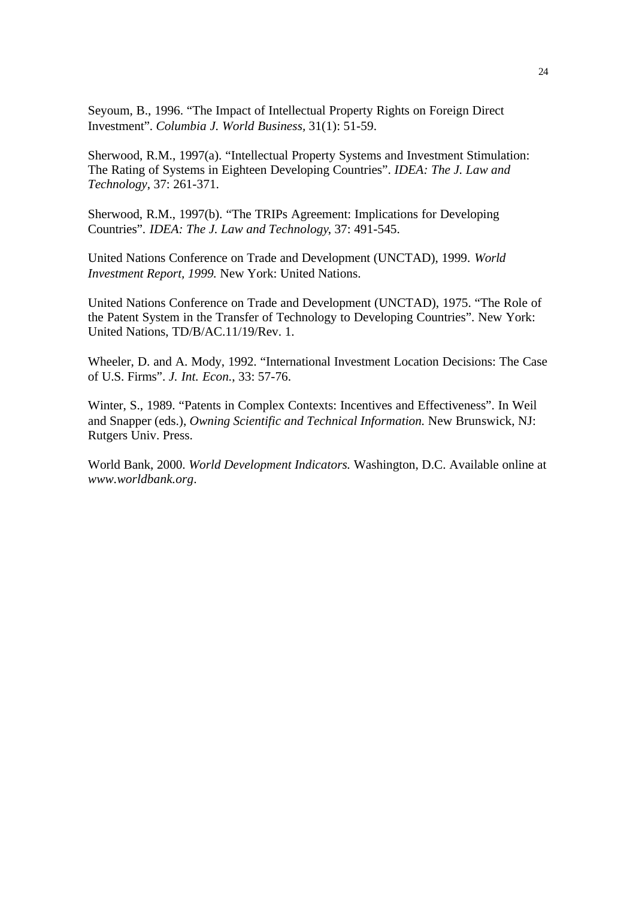Seyoum, B., 1996. “The Impact of Intellectual Property Rights on Foreign Direct Investment”. *Columbia J. World Business*, 31(1): 51-59.

Sherwood, R.M., 1997(a). “Intellectual Property Systems and Investment Stimulation: The Rating of Systems in Eighteen Developing Countries”. *IDEA: The J. Law and Technology*, 37: 261-371.

Sherwood, R.M., 1997(b). “The TRIPs Agreement: Implications for Developing Countries”. *IDEA: The J. Law and Technology*, 37: 491-545.

United Nations Conference on Trade and Development (UNCTAD), 1999. *World Investment Report, 1999.* New York: United Nations.

United Nations Conference on Trade and Development (UNCTAD), 1975. “The Role of the Patent System in the Transfer of Technology to Developing Countries”. New York: United Nations, TD/B/AC.11/19/Rev. 1.

Wheeler, D. and A. Mody, 1992. “International Investment Location Decisions: The Case of U.S. Firms”. *J. Int. Econ.*, 33: 57-76.

Winter, S., 1989. “Patents in Complex Contexts: Incentives and Effectiveness”. In Weil and Snapper (eds.), *Owning Scientific and Technical Information.* New Brunswick, NJ: Rutgers Univ. Press.

World Bank, 2000. *World Development Indicators.* Washington, D.C. Available online at *www.worldbank.org*.